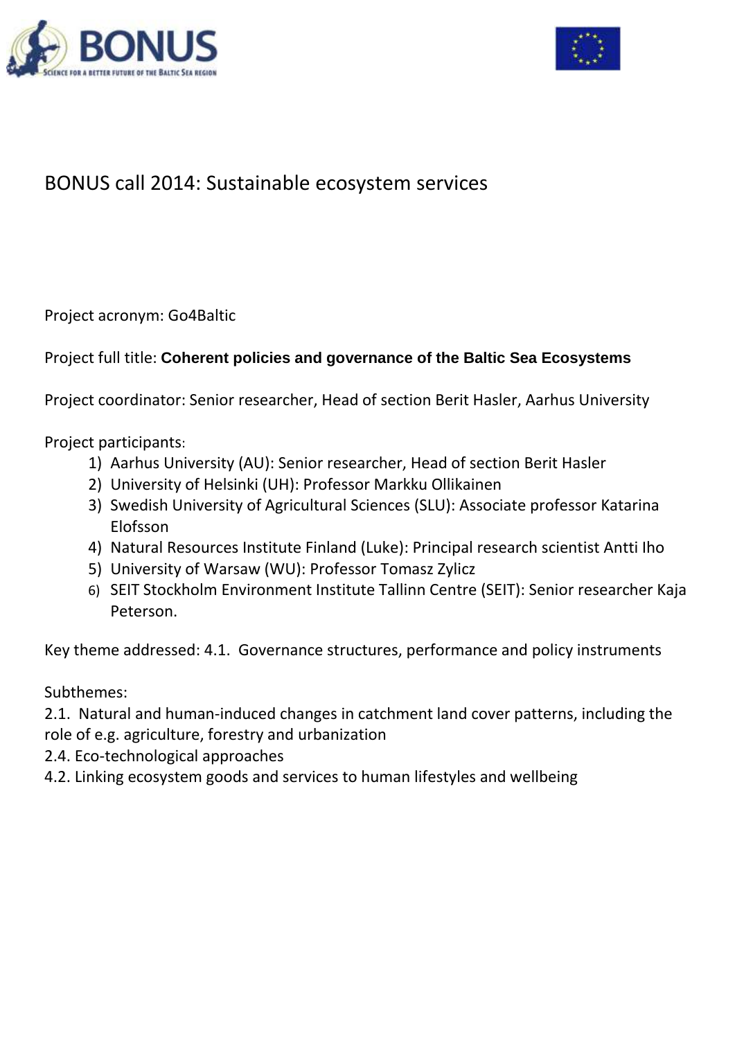# BONUS call 2014: Sustainable ecosystem services

Project acronym: Go4Baltic

Project full title: **Coherent policies and governance of the Baltic Sea Ecosystems**

Project coordinator: Senior researcher, Head of section Berit Hasler, Aarhus University

Project participants:

1) Aarhus University (AU): Senior researcher, Head of section Berit Hasler
2) University of Helsinki (UH): Professor Markku Ollikainen
3) Swedish University of Agricultural Sciences (SLU): Associate professor Katarina Elofsson
4) Natural Resources Institute Finland (Luke): Principal research scientist Antti Iho
5) University of Warsaw (WU): Professor Tomasz Zylicz
6) SEIT Stockholm Environment Institute Tallinn Centre (SEIT): Senior researcher Kaja Peterson.

Key theme addressed: 4.1. Governance structures, performance and policy instruments

Subthemes:

2.1. Natural and human-induced changes in catchment land cover patterns, including the role of e.g. agriculture, forestry and urbanization

2.4. Eco-technological approaches

4.2. Linking ecosystem goods and services to human lifestyles and wellbeing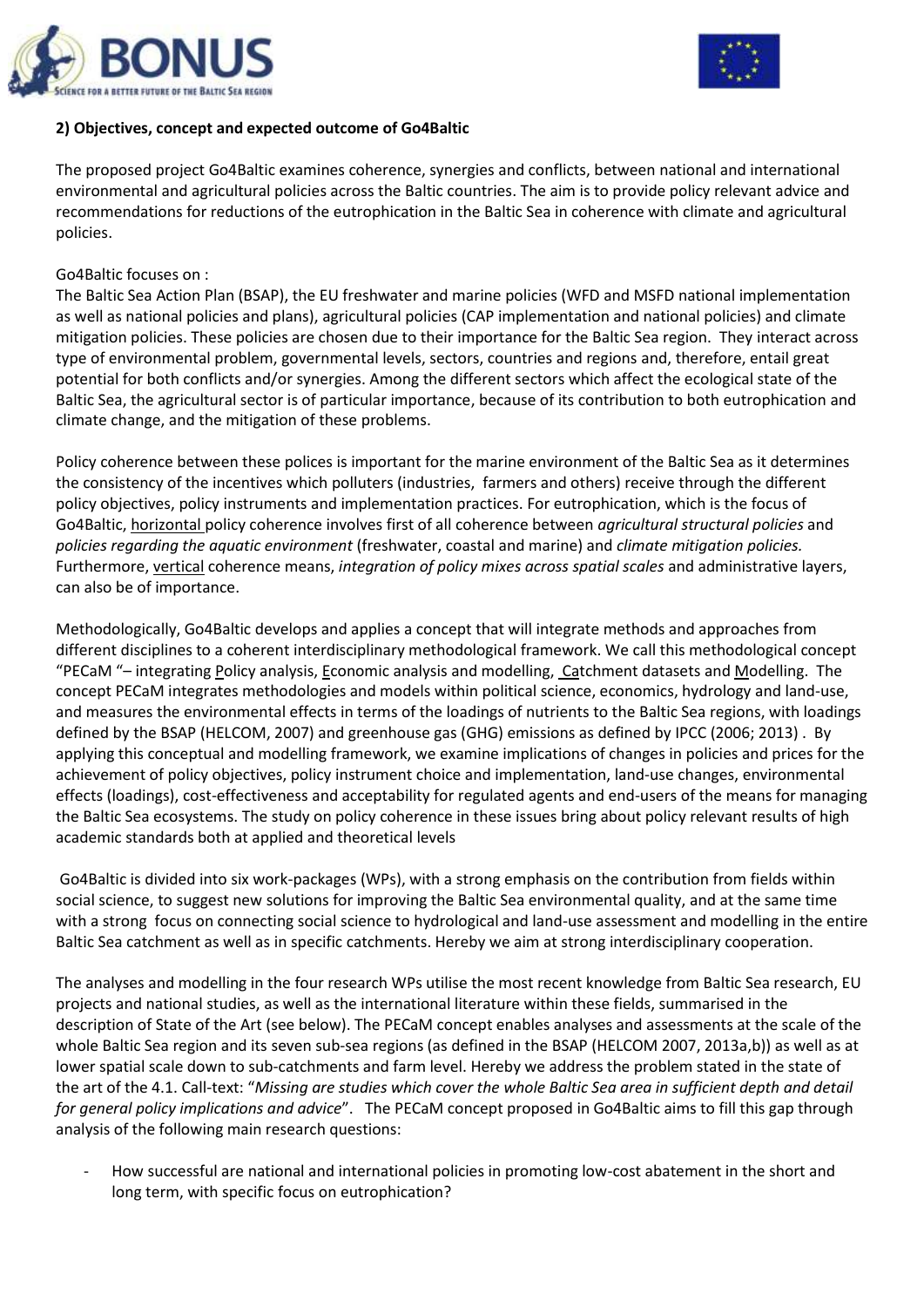**2) Objectives, concept and expected outcome of Go4Baltic**

The proposed project Go4Baltic examines coherence, synergies and conflicts, between national and international environmental and agricultural policies across the Baltic countries. The aim is to provide policy relevant advice and recommendations for reductions of the eutrophication in the Baltic Sea in coherence with climate and agricultural policies.

Go4Baltic focuses on :
The Baltic Sea Action Plan (BSAP), the EU freshwater and marine policies (WFD and MSFD national implementation as well as national policies and plans), agricultural policies (CAP implementation and national policies) and climate mitigation policies. These policies are chosen due to their importance for the Baltic Sea region. They interact across type of environmental problem, governmental levels, sectors, countries and regions and, therefore, entail great potential for both conflicts and/or synergies. Among the different sectors which affect the ecological state of the Baltic Sea, the agricultural sector is of particular importance, because of its contribution to both eutrophication and climate change, and the mitigation of these problems.

Policy coherence between these polices is important for the marine environment of the Baltic Sea as it determines the consistency of the incentives which polluters (industries, farmers and others) receive through the different policy objectives, policy instruments and implementation practices. For eutrophication, which is the focus of Go4Baltic, <u>horizontal</u> policy coherence involves first of all coherence between *agricultural structural policies* and *policies regarding the aquatic environment* (freshwater, coastal and marine) and *climate mitigation policies.* Furthermore, <u>vertical</u> coherence means, *integration of policy mixes across spatial scales* and administrative layers, can also be of importance.

Methodologically, Go4Baltic develops and applies a concept that will integrate methods and approaches from different disciplines to a coherent interdisciplinary methodological framework. We call this methodological concept "PECaM "– integrating <u>P</u>olicy analysis, <u>E</u>conomic analysis and modelling, <u>Ca</u>tchment datasets and <u>M</u>odelling. The concept PECaM integrates methodologies and models within political science, economics, hydrology and land-use, and measures the environmental effects in terms of the loadings of nutrients to the Baltic Sea regions, with loadings defined by the BSAP (HELCOM, 2007) and greenhouse gas (GHG) emissions as defined by IPCC (2006; 2013) . By applying this conceptual and modelling framework, we examine implications of changes in policies and prices for the achievement of policy objectives, policy instrument choice and implementation, land-use changes, environmental effects (loadings), cost-effectiveness and acceptability for regulated agents and end-users of the means for managing the Baltic Sea ecosystems. The study on policy coherence in these issues bring about policy relevant results of high academic standards both at applied and theoretical levels

Go4Baltic is divided into six work-packages (WPs), with a strong emphasis on the contribution from fields within social science, to suggest new solutions for improving the Baltic Sea environmental quality, and at the same time with a strong focus on connecting social science to hydrological and land-use assessment and modelling in the entire Baltic Sea catchment as well as in specific catchments. Hereby we aim at strong interdisciplinary cooperation.

The analyses and modelling in the four research WPs utilise the most recent knowledge from Baltic Sea research, EU projects and national studies, as well as the international literature within these fields, summarised in the description of State of the Art (see below). The PECaM concept enables analyses and assessments at the scale of the whole Baltic Sea region and its seven sub-sea regions (as defined in the BSAP (HELCOM 2007, 2013a,b)) as well as at lower spatial scale down to sub-catchments and farm level. Hereby we address the problem stated in the state of the art of the 4.1. Call-text: "*Missing are studies which cover the whole Baltic Sea area in sufficient depth and detail for general policy implications and advice*". The PECaM concept proposed in Go4Baltic aims to fill this gap through analysis of the following main research questions:

- How successful are national and international policies in promoting low-cost abatement in the short and long term, with specific focus on eutrophication?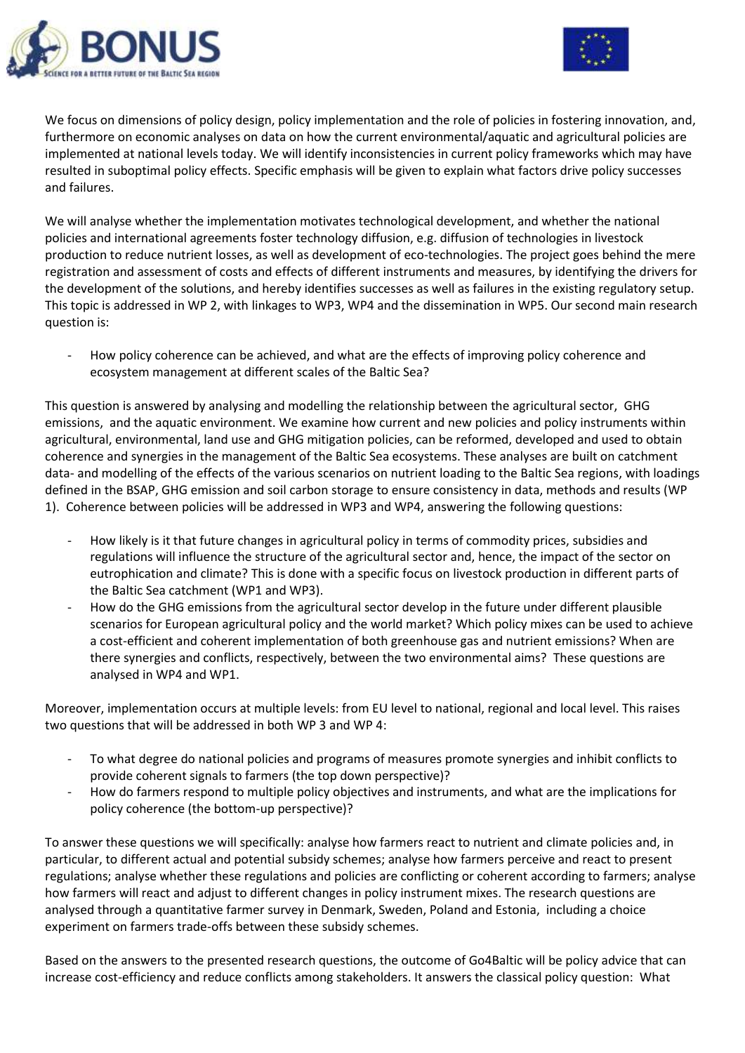We focus on dimensions of policy design, policy implementation and the role of policies in fostering innovation, and, furthermore on economic analyses on data on how the current environmental/aquatic and agricultural policies are implemented at national levels today. We will identify inconsistencies in current policy frameworks which may have resulted in suboptimal policy effects. Specific emphasis will be given to explain what factors drive policy successes and failures.

We will analyse whether the implementation motivates technological development, and whether the national policies and international agreements foster technology diffusion, e.g. diffusion of technologies in livestock production to reduce nutrient losses, as well as development of eco-technologies. The project goes behind the mere registration and assessment of costs and effects of different instruments and measures, by identifying the drivers for the development of the solutions, and hereby identifies successes as well as failures in the existing regulatory setup. This topic is addressed in WP 2, with linkages to WP3, WP4 and the dissemination in WP5. Our second main research question is:

- How policy coherence can be achieved, and what are the effects of improving policy coherence and ecosystem management at different scales of the Baltic Sea?

This question is answered by analysing and modelling the relationship between the agricultural sector, GHG emissions, and the aquatic environment. We examine how current and new policies and policy instruments within agricultural, environmental, land use and GHG mitigation policies, can be reformed, developed and used to obtain coherence and synergies in the management of the Baltic Sea ecosystems. These analyses are built on catchment data- and modelling of the effects of the various scenarios on nutrient loading to the Baltic Sea regions, with loadings defined in the BSAP, GHG emission and soil carbon storage to ensure consistency in data, methods and results (WP 1). Coherence between policies will be addressed in WP3 and WP4, answering the following questions:

- How likely is it that future changes in agricultural policy in terms of commodity prices, subsidies and regulations will influence the structure of the agricultural sector and, hence, the impact of the sector on eutrophication and climate? This is done with a specific focus on livestock production in different parts of the Baltic Sea catchment (WP1 and WP3).
- How do the GHG emissions from the agricultural sector develop in the future under different plausible scenarios for European agricultural policy and the world market? Which policy mixes can be used to achieve a cost-efficient and coherent implementation of both greenhouse gas and nutrient emissions? When are there synergies and conflicts, respectively, between the two environmental aims? These questions are analysed in WP4 and WP1.

Moreover, implementation occurs at multiple levels: from EU level to national, regional and local level. This raises two questions that will be addressed in both WP 3 and WP 4:

- To what degree do national policies and programs of measures promote synergies and inhibit conflicts to provide coherent signals to farmers (the top down perspective)?
- How do farmers respond to multiple policy objectives and instruments, and what are the implications for policy coherence (the bottom-up perspective)?

To answer these questions we will specifically: analyse how farmers react to nutrient and climate policies and, in particular, to different actual and potential subsidy schemes; analyse how farmers perceive and react to present regulations; analyse whether these regulations and policies are conflicting or coherent according to farmers; analyse how farmers will react and adjust to different changes in policy instrument mixes. The research questions are analysed through a quantitative farmer survey in Denmark, Sweden, Poland and Estonia, including a choice experiment on farmers trade-offs between these subsidy schemes.

Based on the answers to the presented research questions, the outcome of Go4Baltic will be policy advice that can increase cost-efficiency and reduce conflicts among stakeholders. It answers the classical policy question: What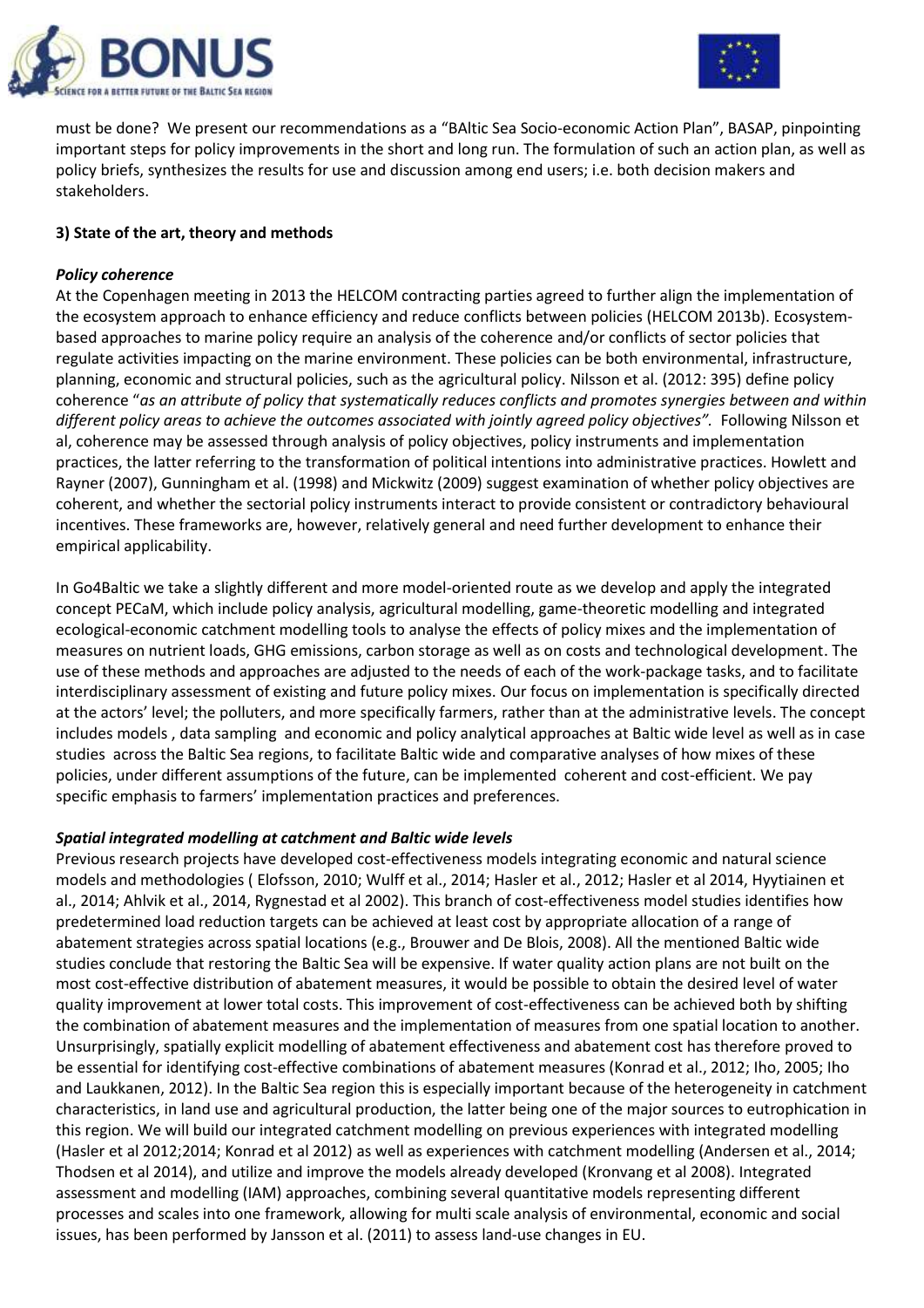must be done? We present our recommendations as a "BAltic Sea Socio-economic Action Plan", BASAP, pinpointing important steps for policy improvements in the short and long run. The formulation of such an action plan, as well as policy briefs, synthesizes the results for use and discussion among end users; i.e. both decision makers and stakeholders.

**3) State of the art, theory and methods**

***Policy coherence***

At the Copenhagen meeting in 2013 the HELCOM contracting parties agreed to further align the implementation of the ecosystem approach to enhance efficiency and reduce conflicts between policies (HELCOM 2013b). Ecosystem-based approaches to marine policy require an analysis of the coherence and/or conflicts of sector policies that regulate activities impacting on the marine environment. These policies can be both environmental, infrastructure, planning, economic and structural policies, such as the agricultural policy. Nilsson et al. (2012: 395) define policy coherence "*as an attribute of policy that systematically reduces conflicts and promotes synergies between and within different policy areas to achieve the outcomes associated with jointly agreed policy objectives".* Following Nilsson et al, coherence may be assessed through analysis of policy objectives, policy instruments and implementation practices, the latter referring to the transformation of political intentions into administrative practices. Howlett and Rayner (2007), Gunningham et al. (1998) and Mickwitz (2009) suggest examination of whether policy objectives are coherent, and whether the sectorial policy instruments interact to provide consistent or contradictory behavioural incentives. These frameworks are, however, relatively general and need further development to enhance their empirical applicability.

In Go4Baltic we take a slightly different and more model-oriented route as we develop and apply the integrated concept PECaM, which include policy analysis, agricultural modelling, game-theoretic modelling and integrated ecological-economic catchment modelling tools to analyse the effects of policy mixes and the implementation of measures on nutrient loads, GHG emissions, carbon storage as well as on costs and technological development. The use of these methods and approaches are adjusted to the needs of each of the work-package tasks, and to facilitate interdisciplinary assessment of existing and future policy mixes. Our focus on implementation is specifically directed at the actors' level; the polluters, and more specifically farmers, rather than at the administrative levels. The concept includes models , data sampling and economic and policy analytical approaches at Baltic wide level as well as in case studies across the Baltic Sea regions, to facilitate Baltic wide and comparative analyses of how mixes of these policies, under different assumptions of the future, can be implemented coherent and cost-efficient. We pay specific emphasis to farmers' implementation practices and preferences.

***Spatial integrated modelling at catchment and Baltic wide levels***

Previous research projects have developed cost-effectiveness models integrating economic and natural science models and methodologies ( Elofsson, 2010; Wulff et al., 2014; Hasler et al., 2012; Hasler et al 2014, Hyytiainen et al., 2014; Ahlvik et al., 2014, Rygnestad et al 2002). This branch of cost-effectiveness model studies identifies how predetermined load reduction targets can be achieved at least cost by appropriate allocation of a range of abatement strategies across spatial locations (e.g., Brouwer and De Blois, 2008). All the mentioned Baltic wide studies conclude that restoring the Baltic Sea will be expensive. If water quality action plans are not built on the most cost-effective distribution of abatement measures, it would be possible to obtain the desired level of water quality improvement at lower total costs. This improvement of cost-effectiveness can be achieved both by shifting the combination of abatement measures and the implementation of measures from one spatial location to another. Unsurprisingly, spatially explicit modelling of abatement effectiveness and abatement cost has therefore proved to be essential for identifying cost-effective combinations of abatement measures (Konrad et al., 2012; Iho, 2005; Iho and Laukkanen, 2012). In the Baltic Sea region this is especially important because of the heterogeneity in catchment characteristics, in land use and agricultural production, the latter being one of the major sources to eutrophication in this region. We will build our integrated catchment modelling on previous experiences with integrated modelling (Hasler et al 2012;2014; Konrad et al 2012) as well as experiences with catchment modelling (Andersen et al., 2014; Thodsen et al 2014), and utilize and improve the models already developed (Kronvang et al 2008). Integrated assessment and modelling (IAM) approaches, combining several quantitative models representing different processes and scales into one framework, allowing for multi scale analysis of environmental, economic and social issues, has been performed by Jansson et al. (2011) to assess land-use changes in EU.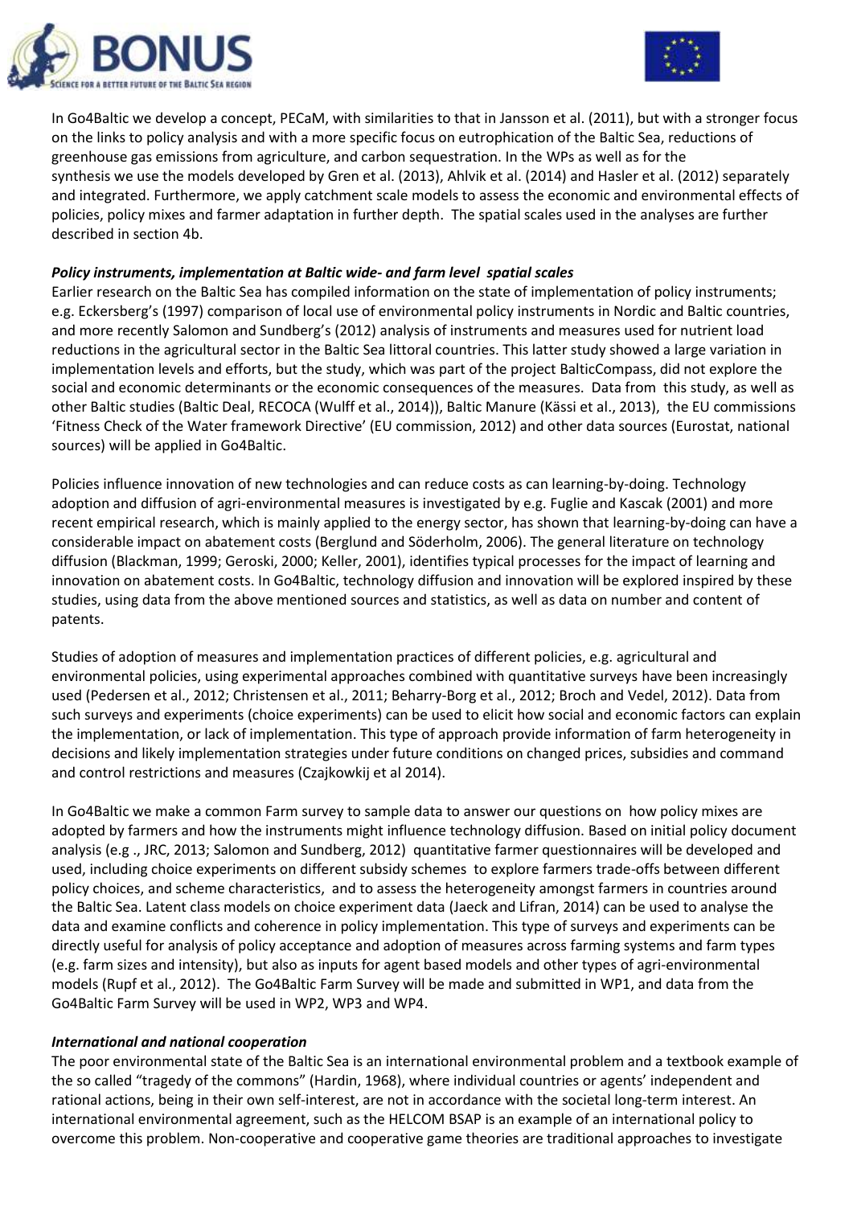In Go4Baltic we develop a concept, PECaM, with similarities to that in Jansson et al. (2011), but with a stronger focus on the links to policy analysis and with a more specific focus on eutrophication of the Baltic Sea, reductions of greenhouse gas emissions from agriculture, and carbon sequestration. In the WPs as well as for the synthesis we use the models developed by Gren et al. (2013), Ahlvik et al. (2014) and Hasler et al. (2012) separately and integrated. Furthermore, we apply catchment scale models to assess the economic and environmental effects of policies, policy mixes and farmer adaptation in further depth. The spatial scales used in the analyses are further described in section 4b.

***Policy instruments, implementation at Baltic wide- and farm level spatial scales***

Earlier research on the Baltic Sea has compiled information on the state of implementation of policy instruments; e.g. Eckersberg's (1997) comparison of local use of environmental policy instruments in Nordic and Baltic countries, and more recently Salomon and Sundberg's (2012) analysis of instruments and measures used for nutrient load reductions in the agricultural sector in the Baltic Sea littoral countries. This latter study showed a large variation in implementation levels and efforts, but the study, which was part of the project BalticCompass, did not explore the social and economic determinants or the economic consequences of the measures. Data from this study, as well as other Baltic studies (Baltic Deal, RECOCA (Wulff et al., 2014)), Baltic Manure (Kässi et al., 2013), the EU commissions 'Fitness Check of the Water framework Directive' (EU commission, 2012) and other data sources (Eurostat, national sources) will be applied in Go4Baltic.

Policies influence innovation of new technologies and can reduce costs as can learning-by-doing. Technology adoption and diffusion of agri-environmental measures is investigated by e.g. Fuglie and Kascak (2001) and more recent empirical research, which is mainly applied to the energy sector, has shown that learning-by-doing can have a considerable impact on abatement costs (Berglund and Söderholm, 2006). The general literature on technology diffusion (Blackman, 1999; Geroski, 2000; Keller, 2001), identifies typical processes for the impact of learning and innovation on abatement costs. In Go4Baltic, technology diffusion and innovation will be explored inspired by these studies, using data from the above mentioned sources and statistics, as well as data on number and content of patents.

Studies of adoption of measures and implementation practices of different policies, e.g. agricultural and environmental policies, using experimental approaches combined with quantitative surveys have been increasingly used (Pedersen et al., 2012; Christensen et al., 2011; Beharry-Borg et al., 2012; Broch and Vedel, 2012). Data from such surveys and experiments (choice experiments) can be used to elicit how social and economic factors can explain the implementation, or lack of implementation. This type of approach provide information of farm heterogeneity in decisions and likely implementation strategies under future conditions on changed prices, subsidies and command and control restrictions and measures (Czajkowkij et al 2014).

In Go4Baltic we make a common Farm survey to sample data to answer our questions on how policy mixes are adopted by farmers and how the instruments might influence technology diffusion. Based on initial policy document analysis (e.g ., JRC, 2013; Salomon and Sundberg, 2012) quantitative farmer questionnaires will be developed and used, including choice experiments on different subsidy schemes to explore farmers trade-offs between different policy choices, and scheme characteristics, and to assess the heterogeneity amongst farmers in countries around the Baltic Sea. Latent class models on choice experiment data (Jaeck and Lifran, 2014) can be used to analyse the data and examine conflicts and coherence in policy implementation. This type of surveys and experiments can be directly useful for analysis of policy acceptance and adoption of measures across farming systems and farm types (e.g. farm sizes and intensity), but also as inputs for agent based models and other types of agri-environmental models (Rupf et al., 2012). The Go4Baltic Farm Survey will be made and submitted in WP1, and data from the Go4Baltic Farm Survey will be used in WP2, WP3 and WP4.

***International and national cooperation***

The poor environmental state of the Baltic Sea is an international environmental problem and a textbook example of the so called "tragedy of the commons" (Hardin, 1968), where individual countries or agents' independent and rational actions, being in their own self-interest, are not in accordance with the societal long-term interest. An international environmental agreement, such as the HELCOM BSAP is an example of an international policy to overcome this problem. Non-cooperative and cooperative game theories are traditional approaches to investigate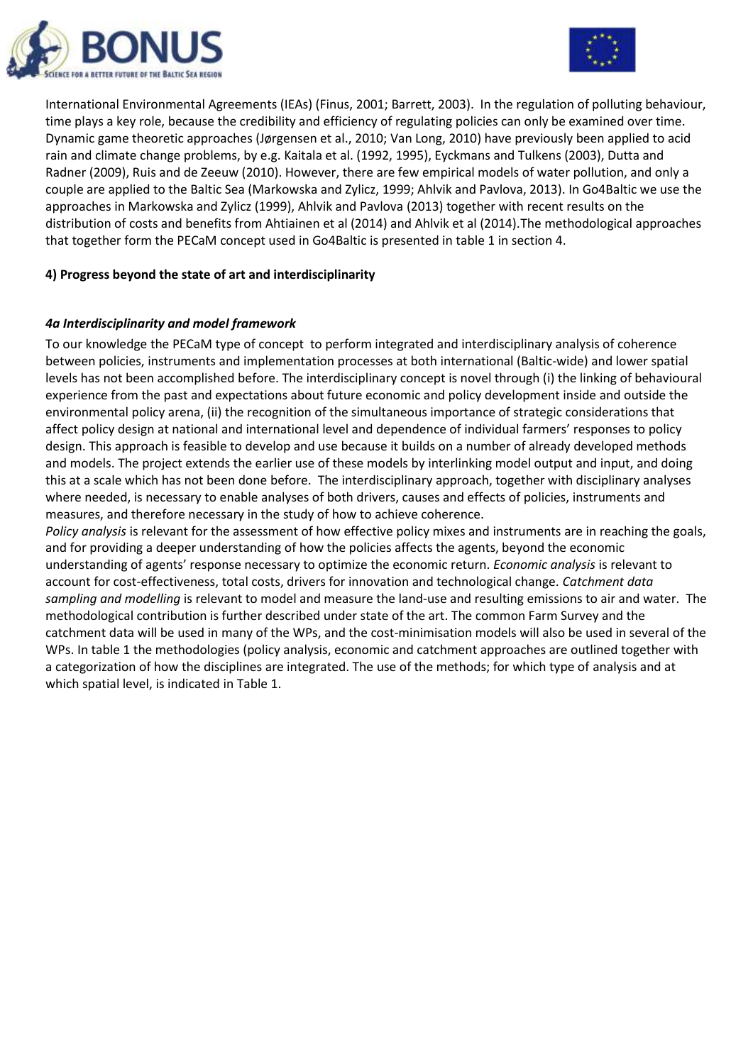International Environmental Agreements (IEAs) (Finus, 2001; Barrett, 2003). In the regulation of polluting behaviour, time plays a key role, because the credibility and efficiency of regulating policies can only be examined over time. Dynamic game theoretic approaches (Jørgensen et al., 2010; Van Long, 2010) have previously been applied to acid rain and climate change problems, by e.g. Kaitala et al. (1992, 1995), Eyckmans and Tulkens (2003), Dutta and Radner (2009), Ruis and de Zeeuw (2010). However, there are few empirical models of water pollution, and only a couple are applied to the Baltic Sea (Markowska and Zylicz, 1999; Ahlvik and Pavlova, 2013). In Go4Baltic we use the approaches in Markowska and Zylicz (1999), Ahlvik and Pavlova (2013) together with recent results on the distribution of costs and benefits from Ahtiainen et al (2014) and Ahlvik et al (2014).The methodological approaches that together form the PECaM concept used in Go4Baltic is presented in table 1 in section 4.

## 4) Progress beyond the state of art and interdisciplinarity

### *4a Interdisciplinarity and model framework*

To our knowledge the PECaM type of concept to perform integrated and interdisciplinary analysis of coherence between policies, instruments and implementation processes at both international (Baltic-wide) and lower spatial levels has not been accomplished before. The interdisciplinary concept is novel through (i) the linking of behavioural experience from the past and expectations about future economic and policy development inside and outside the environmental policy arena, (ii) the recognition of the simultaneous importance of strategic considerations that affect policy design at national and international level and dependence of individual farmers' responses to policy design. This approach is feasible to develop and use because it builds on a number of already developed methods and models. The project extends the earlier use of these models by interlinking model output and input, and doing this at a scale which has not been done before. The interdisciplinary approach, together with disciplinary analyses where needed, is necessary to enable analyses of both drivers, causes and effects of policies, instruments and measures, and therefore necessary in the study of how to achieve coherence.

*Policy analysis* is relevant for the assessment of how effective policy mixes and instruments are in reaching the goals, and for providing a deeper understanding of how the policies affects the agents, beyond the economic understanding of agents' response necessary to optimize the economic return. *Economic analysis* is relevant to account for cost-effectiveness, total costs, drivers for innovation and technological change. *Catchment data sampling and modelling* is relevant to model and measure the land-use and resulting emissions to air and water. The methodological contribution is further described under state of the art. The common Farm Survey and the catchment data will be used in many of the WPs, and the cost-minimisation models will also be used in several of the WPs. In table 1 the methodologies (policy analysis, economic and catchment approaches are outlined together with a categorization of how the disciplines are integrated. The use of the methods; for which type of analysis and at which spatial level, is indicated in Table 1.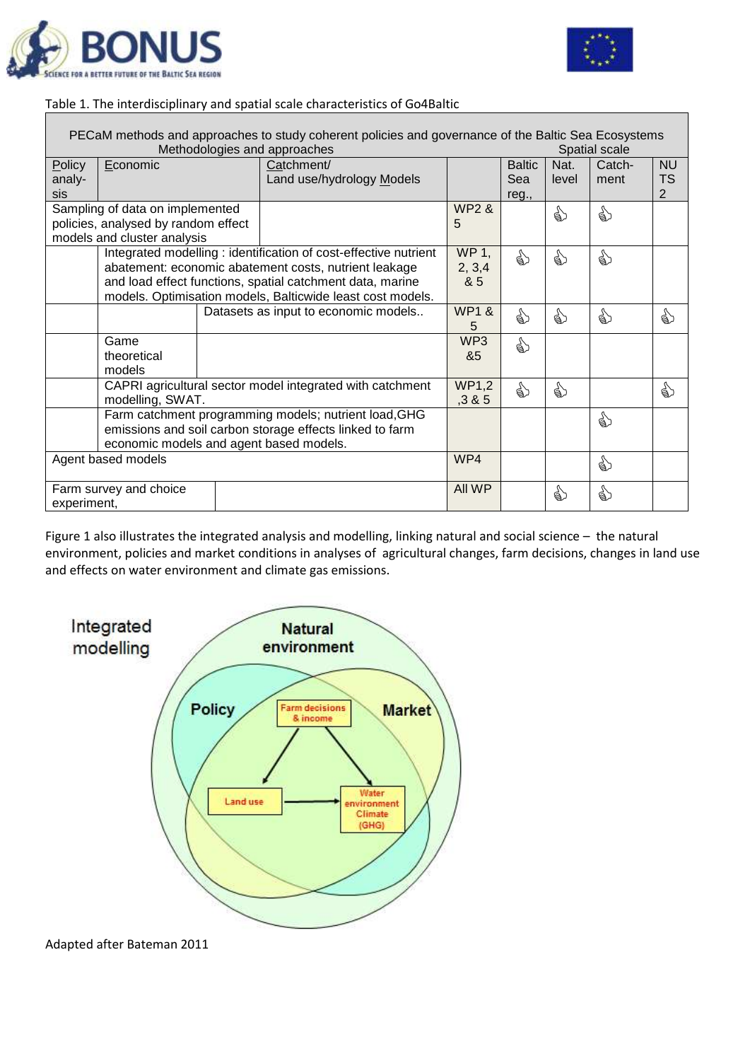Table 1. The interdisciplinary and spatial scale characteristics of Go4Baltic

| PECaM methods and approaches to study coherent policies and governance of the Baltic Sea Ecosystems — Methodologies and approaches | | | | Spatial scale | | | |
|---|---|---|---|---|---|---|---|
| Policy analysis | Economic | Catchment/ Land use/hydrology Models | | Baltic Sea reg., | Nat. level | Catchment | NUTS 2 |
| Sampling of data on implemented policies, analysed by random effect models and cluster analysis | | | WP2 & 5 | | 👍 | 👍 | |
| | Integrated modelling : identification of cost-effective nutrient abatement: economic abatement costs, nutrient leakage and load effect functions, spatial catchment data, marine models. Optimisation models, Balticwide least cost models. | | WP 1, 2, 3,4 & 5 | 👍 | 👍 | 👍 | |
| | | Datasets as input to economic models.. | WP1 & 5 | 👍 | 👍 | 👍 | 👍 |
| | Game theoretical models | | WP3 &5 | 👍 | | | |
| | CAPRI agricultural sector model integrated with catchment modelling, SWAT. | | WP1,2 ,3 & 5 | 👍 | 👍 | | 👍 |
| | Farm catchment programming models; nutrient load,GHG emissions and soil carbon storage effects linked to farm economic models and agent based models. | | | | | 👍 | |
| Agent based models | | | WP4 | | | 👍 | |
| Farm survey and choice experiment, | | | All WP | | 👍 | 👍 | |

Figure 1 also illustrates the integrated analysis and modelling, linking natural and social science – the natural environment, policies and market conditions in analyses of agricultural changes, farm decisions, changes in land use and effects on water environment and climate gas emissions.

Adapted after Bateman 2011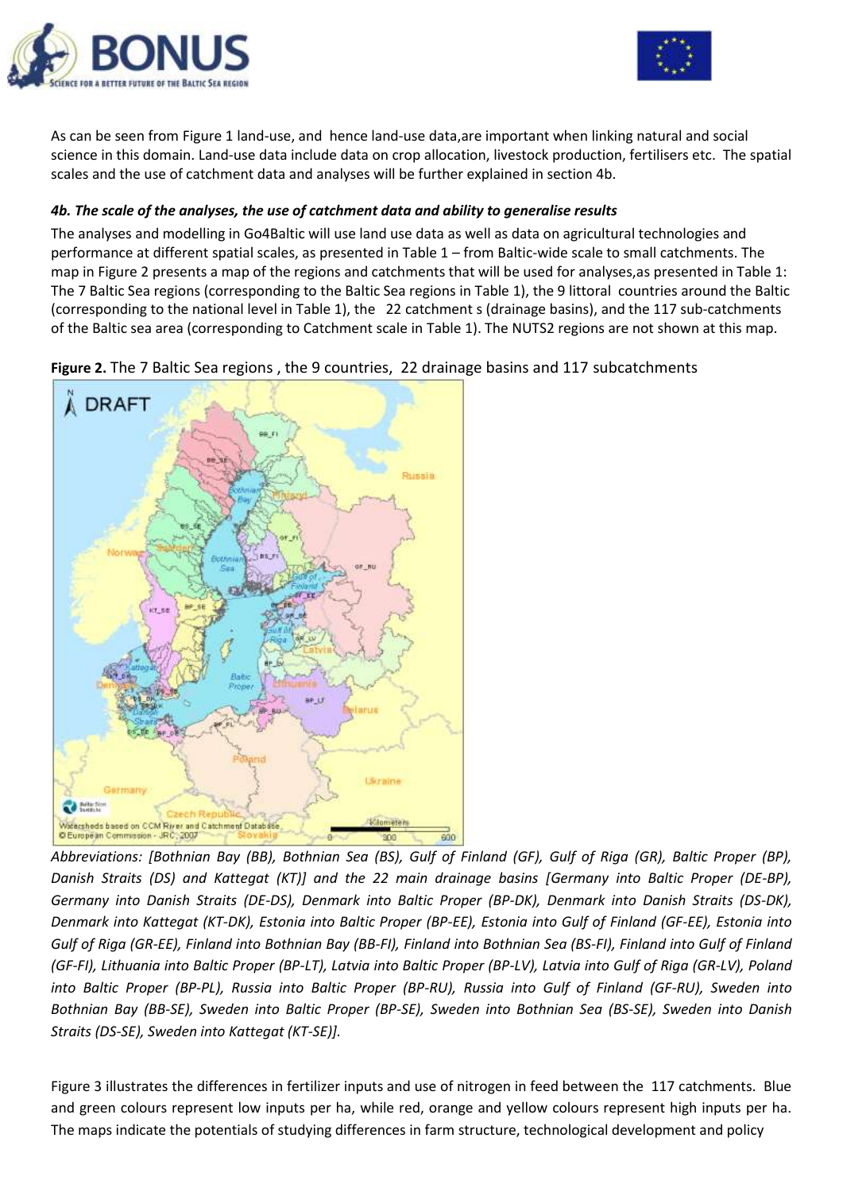As can be seen from Figure 1 land-use, and hence land-use data,are important when linking natural and social science in this domain. Land-use data include data on crop allocation, livestock production, fertilisers etc. The spatial scales and the use of catchment data and analyses will be further explained in section 4b.

#### *4b. The scale of the analyses, the use of catchment data and ability to generalise results*

The analyses and modelling in Go4Baltic will use land use data as well as data on agricultural technologies and performance at different spatial scales, as presented in Table 1 – from Baltic-wide scale to small catchments. The map in Figure 2 presents a map of the regions and catchments that will be used for analyses,as presented in Table 1: The 7 Baltic Sea regions (corresponding to the Baltic Sea regions in Table 1), the 9 littoral countries around the Baltic (corresponding to the national level in Table 1), the 22 catchment s (drainage basins), and the 117 sub-catchments of the Baltic sea area (corresponding to Catchment scale in Table 1). The NUTS2 regions are not shown at this map.

**Figure 2.** The 7 Baltic Sea regions , the 9 countries, 22 drainage basins and 117 subcatchments

*Abbreviations: [Bothnian Bay (BB), Bothnian Sea (BS), Gulf of Finland (GF), Gulf of Riga (GR), Baltic Proper (BP), Danish Straits (DS) and Kattegat (KT)] and the 22 main drainage basins [Germany into Baltic Proper (DE-BP), Germany into Danish Straits (DE-DS), Denmark into Baltic Proper (BP-DK), Denmark into Danish Straits (DS-DK), Denmark into Kattegat (KT-DK), Estonia into Baltic Proper (BP-EE), Estonia into Gulf of Finland (GF-EE), Estonia into Gulf of Riga (GR-EE), Finland into Bothnian Bay (BB-FI), Finland into Bothnian Sea (BS-FI), Finland into Gulf of Finland (GF-FI), Lithuania into Baltic Proper (BP-LT), Latvia into Baltic Proper (BP-LV), Latvia into Gulf of Riga (GR-LV), Poland into Baltic Proper (BP-PL), Russia into Baltic Proper (BP-RU), Russia into Gulf of Finland (GF-RU), Sweden into Bothnian Bay (BB-SE), Sweden into Baltic Proper (BP-SE), Sweden into Bothnian Sea (BS-SE), Sweden into Danish Straits (DS-SE), Sweden into Kattegat (KT-SE)].*

Figure 3 illustrates the differences in fertilizer inputs and use of nitrogen in feed between the 117 catchments. Blue and green colours represent low inputs per ha, while red, orange and yellow colours represent high inputs per ha. The maps indicate the potentials of studying differences in farm structure, technological development and policy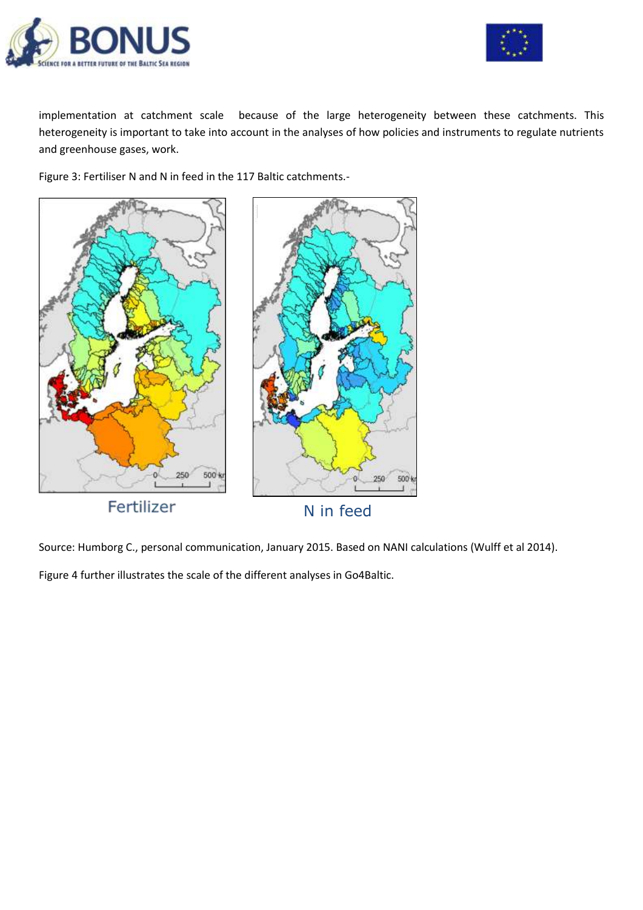implementation at catchment scale because of the large heterogeneity between these catchments. This heterogeneity is important to take into account in the analyses of how policies and instruments to regulate nutrients and greenhouse gases, work.

Figure 3: Fertiliser N and N in feed in the 117 Baltic catchments.-

Fertilizer

N in feed

Source: Humborg C., personal communication, January 2015. Based on NANI calculations (Wulff et al 2014).

Figure 4 further illustrates the scale of the different analyses in Go4Baltic.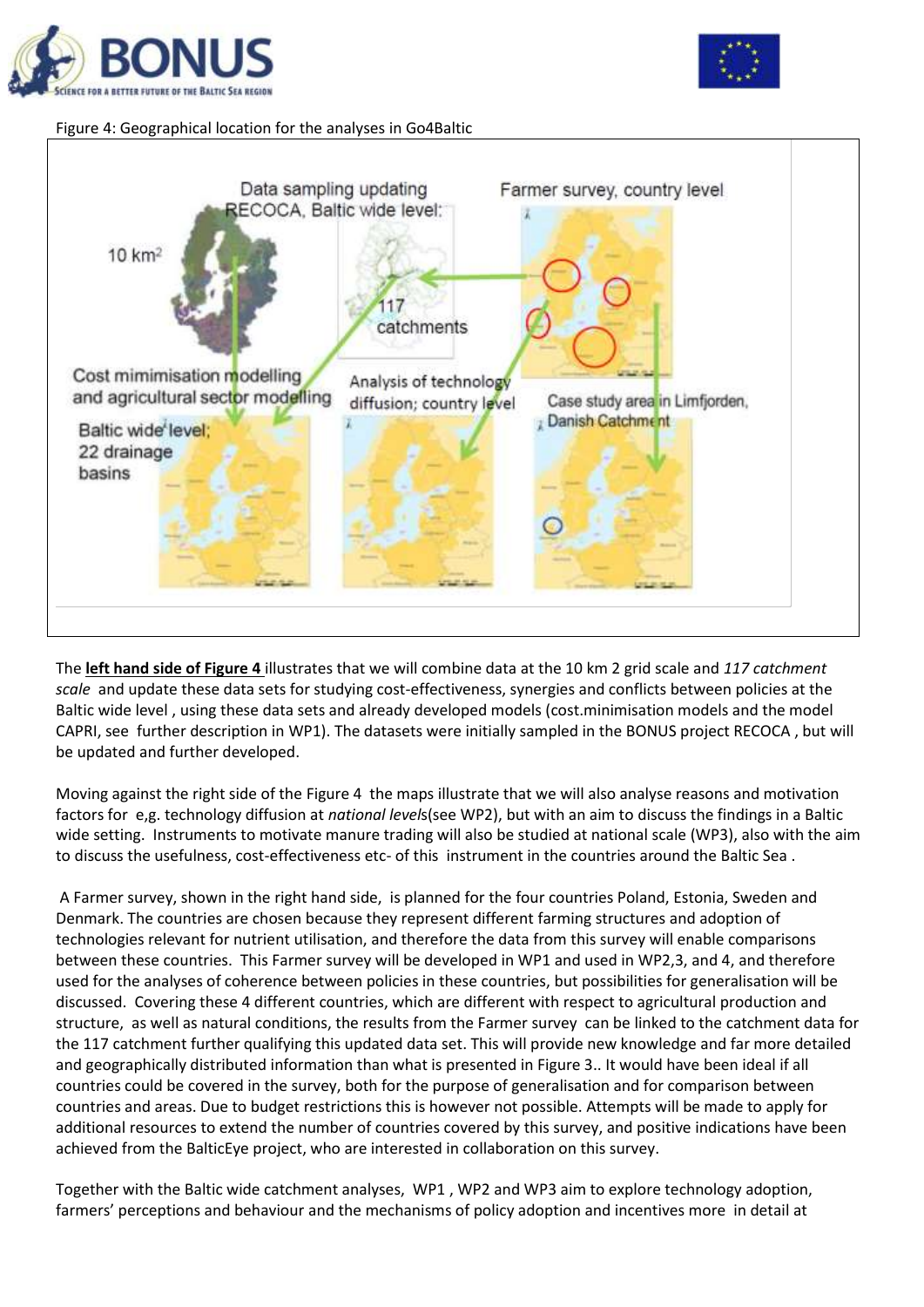Figure 4: Geographical location for the analyses in Go4Baltic

The **left hand side of Figure 4** illustrates that we will combine data at the 10 km 2 grid scale and *117 catchment scale* and update these data sets for studying cost-effectiveness, synergies and conflicts between policies at the Baltic wide level , using these data sets and already developed models (cost.minimisation models and the model CAPRI, see further description in WP1). The datasets were initially sampled in the BONUS project RECOCA , but will be updated and further developed.

Moving against the right side of the Figure 4 the maps illustrate that we will also analyse reasons and motivation factors for e,g. technology diffusion at *national level*s(see WP2), but with an aim to discuss the findings in a Baltic wide setting. Instruments to motivate manure trading will also be studied at national scale (WP3), also with the aim to discuss the usefulness, cost-effectiveness etc- of this instrument in the countries around the Baltic Sea .

A Farmer survey, shown in the right hand side, is planned for the four countries Poland, Estonia, Sweden and Denmark. The countries are chosen because they represent different farming structures and adoption of technologies relevant for nutrient utilisation, and therefore the data from this survey will enable comparisons between these countries. This Farmer survey will be developed in WP1 and used in WP2,3, and 4, and therefore used for the analyses of coherence between policies in these countries, but possibilities for generalisation will be discussed. Covering these 4 different countries, which are different with respect to agricultural production and structure, as well as natural conditions, the results from the Farmer survey can be linked to the catchment data for the 117 catchment further qualifying this updated data set. This will provide new knowledge and far more detailed and geographically distributed information than what is presented in Figure 3.. It would have been ideal if all countries could be covered in the survey, both for the purpose of generalisation and for comparison between countries and areas. Due to budget restrictions this is however not possible. Attempts will be made to apply for additional resources to extend the number of countries covered by this survey, and positive indications have been achieved from the BalticEye project, who are interested in collaboration on this survey.

Together with the Baltic wide catchment analyses, WP1 , WP2 and WP3 aim to explore technology adoption, farmers' perceptions and behaviour and the mechanisms of policy adoption and incentives more in detail at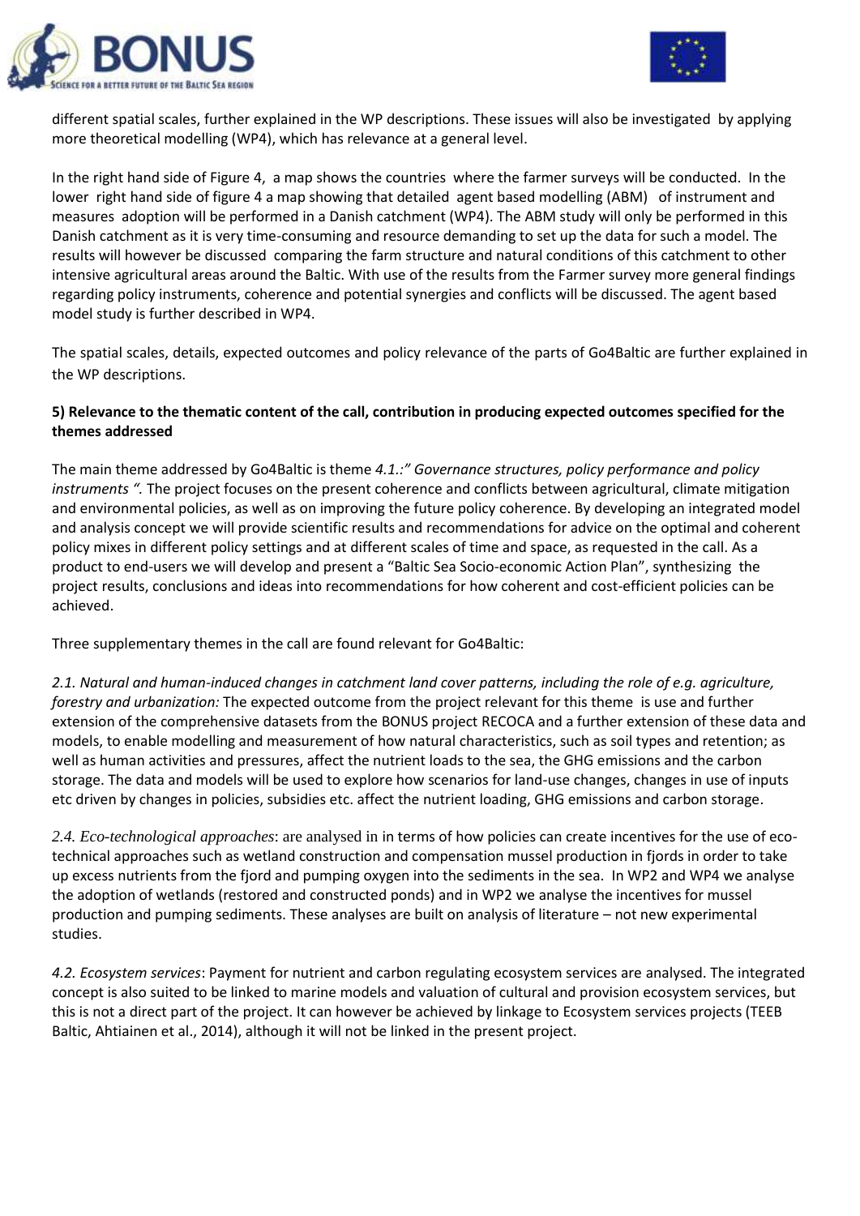different spatial scales, further explained in the WP descriptions. These issues will also be investigated by applying more theoretical modelling (WP4), which has relevance at a general level.

In the right hand side of Figure 4, a map shows the countries where the farmer surveys will be conducted. In the lower right hand side of figure 4 a map showing that detailed agent based modelling (ABM) of instrument and measures adoption will be performed in a Danish catchment (WP4). The ABM study will only be performed in this Danish catchment as it is very time-consuming and resource demanding to set up the data for such a model. The results will however be discussed comparing the farm structure and natural conditions of this catchment to other intensive agricultural areas around the Baltic. With use of the results from the Farmer survey more general findings regarding policy instruments, coherence and potential synergies and conflicts will be discussed. The agent based model study is further described in WP4.

The spatial scales, details, expected outcomes and policy relevance of the parts of Go4Baltic are further explained in the WP descriptions.

**5) Relevance to the thematic content of the call, contribution in producing expected outcomes specified for the themes addressed**

The main theme addressed by Go4Baltic is theme *4.1.:" Governance structures, policy performance and policy instruments ".* The project focuses on the present coherence and conflicts between agricultural, climate mitigation and environmental policies, as well as on improving the future policy coherence. By developing an integrated model and analysis concept we will provide scientific results and recommendations for advice on the optimal and coherent policy mixes in different policy settings and at different scales of time and space, as requested in the call. As a product to end-users we will develop and present a "Baltic Sea Socio-economic Action Plan", synthesizing the project results, conclusions and ideas into recommendations for how coherent and cost-efficient policies can be achieved.

Three supplementary themes in the call are found relevant for Go4Baltic:

*2.1. Natural and human-induced changes in catchment land cover patterns, including the role of e.g. agriculture, forestry and urbanization:* The expected outcome from the project relevant for this theme is use and further extension of the comprehensive datasets from the BONUS project RECOCA and a further extension of these data and models, to enable modelling and measurement of how natural characteristics, such as soil types and retention; as well as human activities and pressures, affect the nutrient loads to the sea, the GHG emissions and the carbon storage. The data and models will be used to explore how scenarios for land-use changes, changes in use of inputs etc driven by changes in policies, subsidies etc. affect the nutrient loading, GHG emissions and carbon storage.

*2.4. Eco-technological approaches*: are analysed in in terms of how policies can create incentives for the use of eco-technical approaches such as wetland construction and compensation mussel production in fjords in order to take up excess nutrients from the fjord and pumping oxygen into the sediments in the sea. In WP2 and WP4 we analyse the adoption of wetlands (restored and constructed ponds) and in WP2 we analyse the incentives for mussel production and pumping sediments. These analyses are built on analysis of literature – not new experimental studies.

*4.2. Ecosystem services*: Payment for nutrient and carbon regulating ecosystem services are analysed. The integrated concept is also suited to be linked to marine models and valuation of cultural and provision ecosystem services, but this is not a direct part of the project. It can however be achieved by linkage to Ecosystem services projects (TEEB Baltic, Ahtiainen et al., 2014), although it will not be linked in the present project.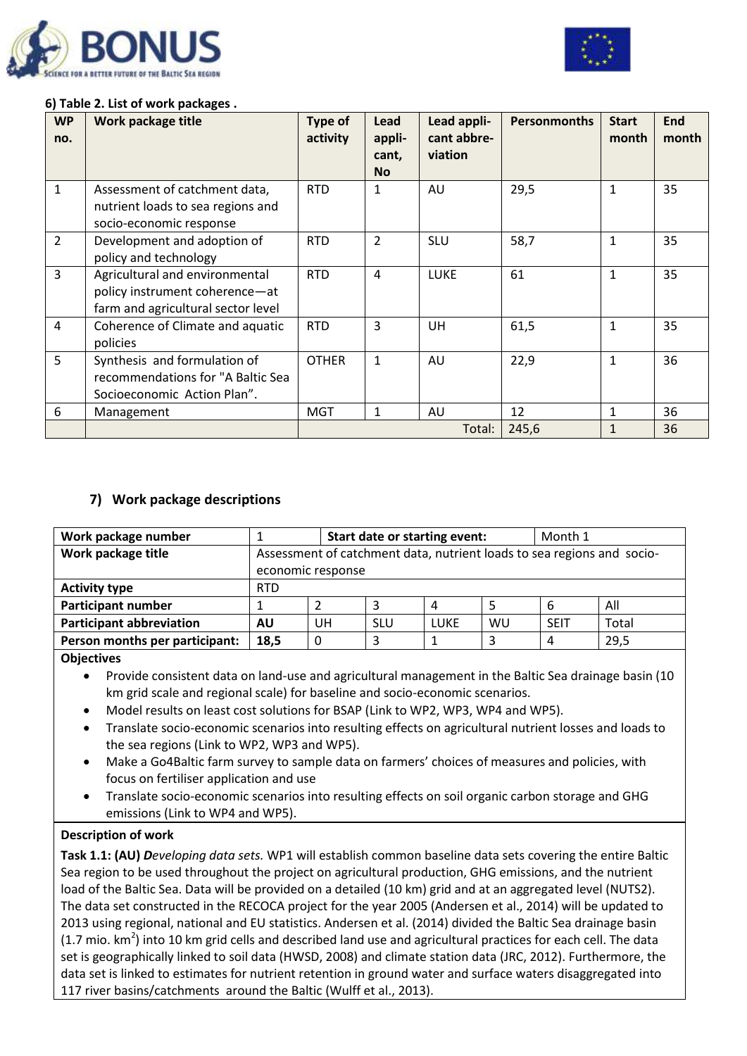**6) Table 2. List of work packages .**

| WP no. | Work package title | Type of activity | Lead appli-cant, No | Lead appli-cant abbre-viation | Personmonths | Start month | End month |
|---|---|---|---|---|---|---|---|
| 1 | Assessment of catchment data, nutrient loads to sea regions and socio-economic response | RTD | 1 | AU | 29,5 | 1 | 35 |
| 2 | Development and adoption of policy and technology | RTD | 2 | SLU | 58,7 | 1 | 35 |
| 3 | Agricultural and environmental policy instrument coherence—at farm and agricultural sector level | RTD | 4 | LUKE | 61 | 1 | 35 |
| 4 | Coherence of Climate and aquatic policies | RTD | 3 | UH | 61,5 | 1 | 35 |
| 5 | Synthesis and formulation of recommendations for "A Baltic Sea Socioeconomic Action Plan". | OTHER | 1 | AU | 22,9 | 1 | 36 |
| 6 | Management | MGT | 1 | AU | 12 | 1 | 36 |
| | | | | Total: | 245,6 | 1 | 36 |

### 7) Work package descriptions

| Work package number | 1 | Start date or starting event: | | | Month 1 | |
|---|---|---|---|---|---|---|
| **Work package title** | Assessment of catchment data, nutrient loads to sea regions and socio-economic response | | | | | |
| **Activity type** | RTD | | | | | |
| **Participant number** | 1 | 2 | 3 | 4 | 5 | 6 | All |
| **Participant abbreviation** | **AU** | UH | SLU | LUKE | WU | SEIT | Total |
| **Person months per participant:** | **18,5** | 0 | 3 | 1 | 3 | 4 | 29,5 |

**Objectives**

- Provide consistent data on land-use and agricultural management in the Baltic Sea drainage basin (10 km grid scale and regional scale) for baseline and socio-economic scenarios.
- Model results on least cost solutions for BSAP (Link to WP2, WP3, WP4 and WP5).
- Translate socio-economic scenarios into resulting effects on agricultural nutrient losses and loads to the sea regions (Link to WP2, WP3 and WP5).
- Make a Go4Baltic farm survey to sample data on farmers' choices of measures and policies, with focus on fertiliser application and use
- Translate socio-economic scenarios into resulting effects on soil organic carbon storage and GHG emissions (Link to WP4 and WP5).

**Description of work**

**Task 1.1: (AU)** ***Developing data sets.*** WP1 will establish common baseline data sets covering the entire Baltic Sea region to be used throughout the project on agricultural production, GHG emissions, and the nutrient load of the Baltic Sea. Data will be provided on a detailed (10 km) grid and at an aggregated level (NUTS2). The data set constructed in the RECOCA project for the year 2005 (Andersen et al., 2014) will be updated to 2013 using regional, national and EU statistics. Andersen et al. (2014) divided the Baltic Sea drainage basin (1.7 mio. $km^2$) into 10 km grid cells and described land use and agricultural practices for each cell. The data set is geographically linked to soil data (HWSD, 2008) and climate station data (JRC, 2012). Furthermore, the data set is linked to estimates for nutrient retention in ground water and surface waters disaggregated into 117 river basins/catchments around the Baltic (Wulff et al., 2013).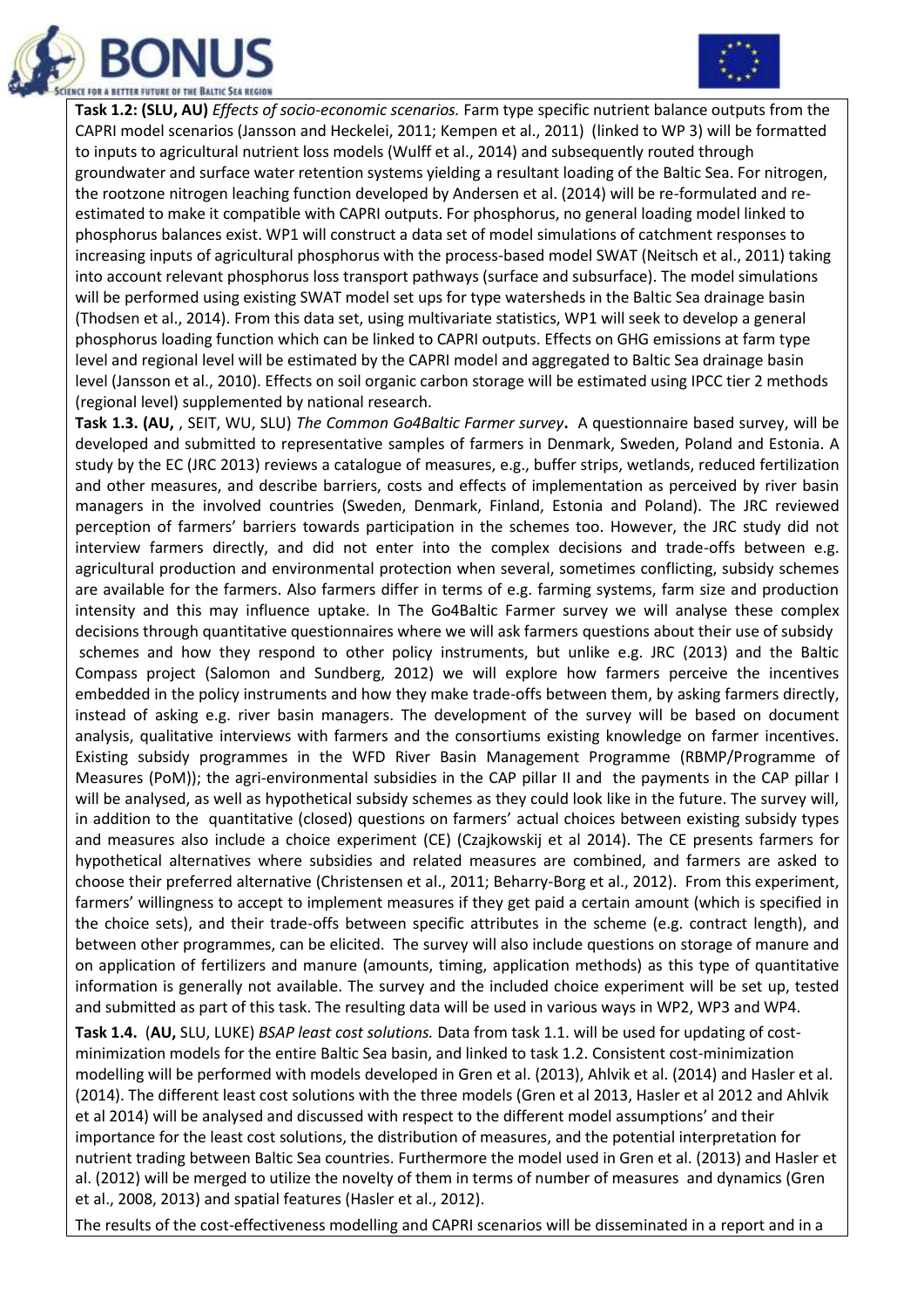**Task 1.2: (SLU, AU)** *Effects of socio-economic scenarios.* Farm type specific nutrient balance outputs from the CAPRI model scenarios (Jansson and Heckelei, 2011; Kempen et al., 2011) (linked to WP 3) will be formatted to inputs to agricultural nutrient loss models (Wulff et al., 2014) and subsequently routed through groundwater and surface water retention systems yielding a resultant loading of the Baltic Sea. For nitrogen, the rootzone nitrogen leaching function developed by Andersen et al. (2014) will be re-formulated and re-estimated to make it compatible with CAPRI outputs. For phosphorus, no general loading model linked to phosphorus balances exist. WP1 will construct a data set of model simulations of catchment responses to increasing inputs of agricultural phosphorus with the process-based model SWAT (Neitsch et al., 2011) taking into account relevant phosphorus loss transport pathways (surface and subsurface). The model simulations will be performed using existing SWAT model set ups for type watersheds in the Baltic Sea drainage basin (Thodsen et al., 2014). From this data set, using multivariate statistics, WP1 will seek to develop a general phosphorus loading function which can be linked to CAPRI outputs. Effects on GHG emissions at farm type level and regional level will be estimated by the CAPRI model and aggregated to Baltic Sea drainage basin level (Jansson et al., 2010). Effects on soil organic carbon storage will be estimated using IPCC tier 2 methods (regional level) supplemented by national research.

**Task 1.3. (AU,** , SEIT, WU, SLU) *The Common Go4Baltic Farmer survey***.** A questionnaire based survey, will be developed and submitted to representative samples of farmers in Denmark, Sweden, Poland and Estonia. A study by the EC (JRC 2013) reviews a catalogue of measures, e.g., buffer strips, wetlands, reduced fertilization and other measures, and describe barriers, costs and effects of implementation as perceived by river basin managers in the involved countries (Sweden, Denmark, Finland, Estonia and Poland). The JRC reviewed perception of farmers' barriers towards participation in the schemes too. However, the JRC study did not interview farmers directly, and did not enter into the complex decisions and trade-offs between e.g. agricultural production and environmental protection when several, sometimes conflicting, subsidy schemes are available for the farmers. Also farmers differ in terms of e.g. farming systems, farm size and production intensity and this may influence uptake. In The Go4Baltic Farmer survey we will analyse these complex decisions through quantitative questionnaires where we will ask farmers questions about their use of subsidy schemes and how they respond to other policy instruments, but unlike e.g. JRC (2013) and the Baltic Compass project (Salomon and Sundberg, 2012) we will explore how farmers perceive the incentives embedded in the policy instruments and how they make trade-offs between them, by asking farmers directly, instead of asking e.g. river basin managers. The development of the survey will be based on document analysis, qualitative interviews with farmers and the consortiums existing knowledge on farmer incentives. Existing subsidy programmes in the WFD River Basin Management Programme (RBMP/Programme of Measures (PoM)); the agri-environmental subsidies in the CAP pillar II and the payments in the CAP pillar I will be analysed, as well as hypothetical subsidy schemes as they could look like in the future. The survey will, in addition to the quantitative (closed) questions on farmers' actual choices between existing subsidy types and measures also include a choice experiment (CE) (Czajkowskij et al 2014). The CE presents farmers for hypothetical alternatives where subsidies and related measures are combined, and farmers are asked to choose their preferred alternative (Christensen et al., 2011; Beharry-Borg et al., 2012). From this experiment, farmers' willingness to accept to implement measures if they get paid a certain amount (which is specified in the choice sets), and their trade-offs between specific attributes in the scheme (e.g. contract length), and between other programmes, can be elicited. The survey will also include questions on storage of manure and on application of fertilizers and manure (amounts, timing, application methods) as this type of quantitative information is generally not available. The survey and the included choice experiment will be set up, tested and submitted as part of this task. The resulting data will be used in various ways in WP2, WP3 and WP4.

**Task 1.4.** (**AU,** SLU, LUKE) *BSAP least cost solutions.* Data from task 1.1. will be used for updating of cost-minimization models for the entire Baltic Sea basin, and linked to task 1.2. Consistent cost-minimization modelling will be performed with models developed in Gren et al. (2013), Ahlvik et al. (2014) and Hasler et al. (2014). The different least cost solutions with the three models (Gren et al 2013, Hasler et al 2012 and Ahlvik et al 2014) will be analysed and discussed with respect to the different model assumptions' and their importance for the least cost solutions, the distribution of measures, and the potential interpretation for nutrient trading between Baltic Sea countries. Furthermore the model used in Gren et al. (2013) and Hasler et al. (2012) will be merged to utilize the novelty of them in terms of number of measures and dynamics (Gren et al., 2008, 2013) and spatial features (Hasler et al., 2012).

The results of the cost-effectiveness modelling and CAPRI scenarios will be disseminated in a report and in a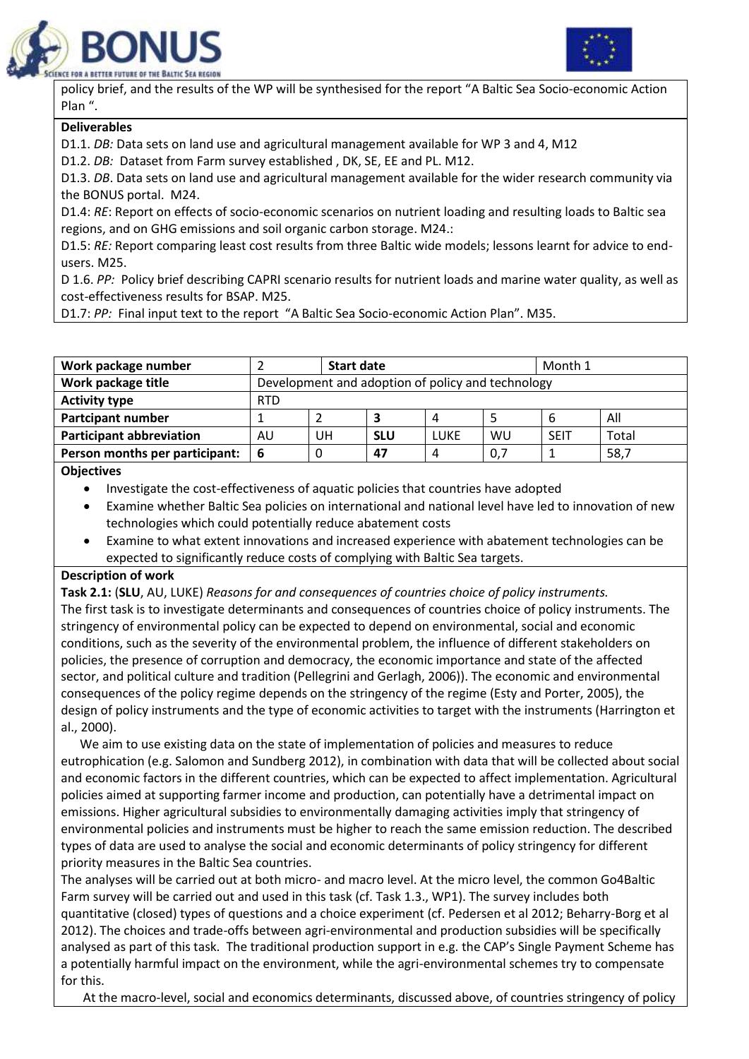policy brief, and the results of the WP will be synthesised for the report "A Baltic Sea Socio-economic Action Plan ".

**Deliverables**

D1.1. *DB:* Data sets on land use and agricultural management available for WP 3 and 4, M12

D1.2. *DB:* Dataset from Farm survey established , DK, SE, EE and PL. M12.

D1.3. *DB*. Data sets on land use and agricultural management available for the wider research community via the BONUS portal. M24.

D1.4: *RE*: Report on effects of socio-economic scenarios on nutrient loading and resulting loads to Baltic sea regions, and on GHG emissions and soil organic carbon storage. M24.:

D1.5: *RE:* Report comparing least cost results from three Baltic wide models; lessons learnt for advice to end-users. M25.

D 1.6. *PP:* Policy brief describing CAPRI scenario results for nutrient loads and marine water quality, as well as cost-effectiveness results for BSAP. M25.

D1.7: *PP:* Final input text to the report "A Baltic Sea Socio-economic Action Plan". M35.

| **Work package number** | 2 | **Start date** | | | Month 1 | |
|---|---|---|---|---|---|---|
| **Work package title** | Development and adoption of policy and technology | | | | | |
| **Activity type** | RTD | | | | | |
| **Partcipant number** | 1 | 2 | **3** | 4 | 5 | 6 | All |
| **Participant abbreviation** | AU | UH | **SLU** | LUKE | WU | SEIT | Total |
| **Person months per participant:** | **6** | 0 | **47** | 4 | 0,7 | 1 | 58,7 |

**Objectives**

- Investigate the cost-effectiveness of aquatic policies that countries have adopted
- Examine whether Baltic Sea policies on international and national level have led to innovation of new technologies which could potentially reduce abatement costs
- Examine to what extent innovations and increased experience with abatement technologies can be expected to significantly reduce costs of complying with Baltic Sea targets.

**Description of work**

**Task 2.1:** (**SLU**, AU, LUKE) *Reasons for and consequences of countries choice of policy instruments.*

The first task is to investigate determinants and consequences of countries choice of policy instruments. The stringency of environmental policy can be expected to depend on environmental, social and economic conditions, such as the severity of the environmental problem, the influence of different stakeholders on policies, the presence of corruption and democracy, the economic importance and state of the affected sector, and political culture and tradition (Pellegrini and Gerlagh, 2006)). The economic and environmental consequences of the policy regime depends on the stringency of the regime (Esty and Porter, 2005), the design of policy instruments and the type of economic activities to target with the instruments (Harrington et al., 2000).

We aim to use existing data on the state of implementation of policies and measures to reduce eutrophication (e.g. Salomon and Sundberg 2012), in combination with data that will be collected about social and economic factors in the different countries, which can be expected to affect implementation. Agricultural policies aimed at supporting farmer income and production, can potentially have a detrimental impact on emissions. Higher agricultural subsidies to environmentally damaging activities imply that stringency of environmental policies and instruments must be higher to reach the same emission reduction. The described types of data are used to analyse the social and economic determinants of policy stringency for different priority measures in the Baltic Sea countries.

The analyses will be carried out at both micro- and macro level. At the micro level, the common Go4Baltic Farm survey will be carried out and used in this task (cf. Task 1.3., WP1). The survey includes both quantitative (closed) types of questions and a choice experiment (cf. Pedersen et al 2012; Beharry-Borg et al 2012). The choices and trade-offs between agri-environmental and production subsidies will be specifically analysed as part of this task. The traditional production support in e.g. the CAP's Single Payment Scheme has a potentially harmful impact on the environment, while the agri-environmental schemes try to compensate for this.

At the macro-level, social and economics determinants, discussed above, of countries stringency of policy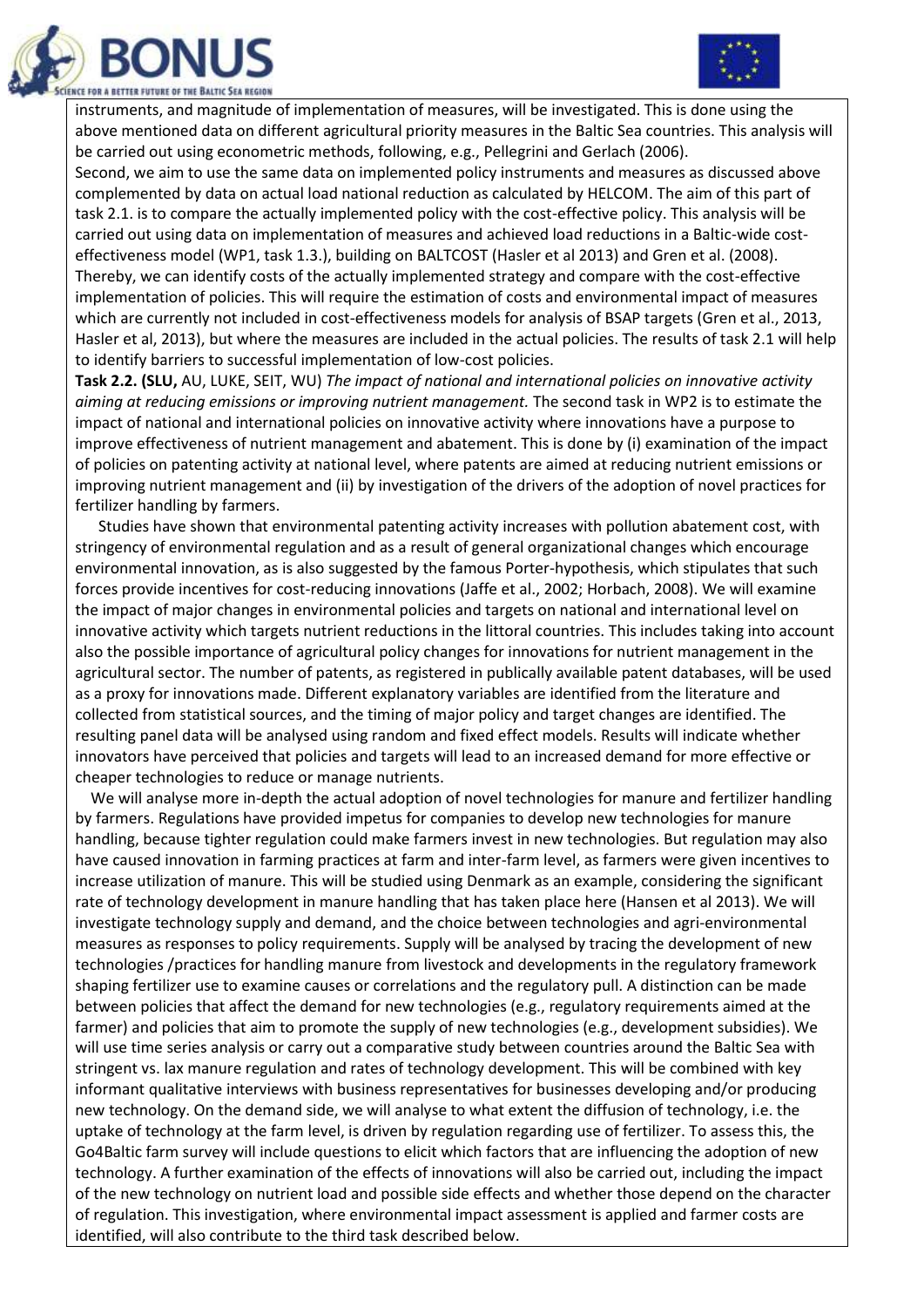instruments, and magnitude of implementation of measures, will be investigated. This is done using the above mentioned data on different agricultural priority measures in the Baltic Sea countries. This analysis will be carried out using econometric methods, following, e.g., Pellegrini and Gerlach (2006).

Second, we aim to use the same data on implemented policy instruments and measures as discussed above complemented by data on actual load national reduction as calculated by HELCOM. The aim of this part of task 2.1. is to compare the actually implemented policy with the cost-effective policy. This analysis will be carried out using data on implementation of measures and achieved load reductions in a Baltic-wide cost-effectiveness model (WP1, task 1.3.), building on BALTCOST (Hasler et al 2013) and Gren et al. (2008). Thereby, we can identify costs of the actually implemented strategy and compare with the cost-effective implementation of policies. This will require the estimation of costs and environmental impact of measures which are currently not included in cost-effectiveness models for analysis of BSAP targets (Gren et al., 2013, Hasler et al, 2013), but where the measures are included in the actual policies. The results of task 2.1 will help to identify barriers to successful implementation of low-cost policies.

**Task 2.2. (SLU,** AU, LUKE, SEIT, WU) *The impact of national and international policies on innovative activity aiming at reducing emissions or improving nutrient management.* The second task in WP2 is to estimate the impact of national and international policies on innovative activity where innovations have a purpose to improve effectiveness of nutrient management and abatement. This is done by (i) examination of the impact of policies on patenting activity at national level, where patents are aimed at reducing nutrient emissions or improving nutrient management and (ii) by investigation of the drivers of the adoption of novel practices for fertilizer handling by farmers.

Studies have shown that environmental patenting activity increases with pollution abatement cost, with stringency of environmental regulation and as a result of general organizational changes which encourage environmental innovation, as is also suggested by the famous Porter-hypothesis, which stipulates that such forces provide incentives for cost-reducing innovations (Jaffe et al., 2002; Horbach, 2008). We will examine the impact of major changes in environmental policies and targets on national and international level on innovative activity which targets nutrient reductions in the littoral countries. This includes taking into account also the possible importance of agricultural policy changes for innovations for nutrient management in the agricultural sector. The number of patents, as registered in publically available patent databases, will be used as a proxy for innovations made. Different explanatory variables are identified from the literature and collected from statistical sources, and the timing of major policy and target changes are identified. The resulting panel data will be analysed using random and fixed effect models. Results will indicate whether innovators have perceived that policies and targets will lead to an increased demand for more effective or cheaper technologies to reduce or manage nutrients.

We will analyse more in-depth the actual adoption of novel technologies for manure and fertilizer handling by farmers. Regulations have provided impetus for companies to develop new technologies for manure handling, because tighter regulation could make farmers invest in new technologies. But regulation may also have caused innovation in farming practices at farm and inter-farm level, as farmers were given incentives to increase utilization of manure. This will be studied using Denmark as an example, considering the significant rate of technology development in manure handling that has taken place here (Hansen et al 2013). We will investigate technology supply and demand, and the choice between technologies and agri-environmental measures as responses to policy requirements. Supply will be analysed by tracing the development of new technologies /practices for handling manure from livestock and developments in the regulatory framework shaping fertilizer use to examine causes or correlations and the regulatory pull. A distinction can be made between policies that affect the demand for new technologies (e.g., regulatory requirements aimed at the farmer) and policies that aim to promote the supply of new technologies (e.g., development subsidies). We will use time series analysis or carry out a comparative study between countries around the Baltic Sea with stringent vs. lax manure regulation and rates of technology development. This will be combined with key informant qualitative interviews with business representatives for businesses developing and/or producing new technology. On the demand side, we will analyse to what extent the diffusion of technology, i.e. the uptake of technology at the farm level, is driven by regulation regarding use of fertilizer. To assess this, the Go4Baltic farm survey will include questions to elicit which factors that are influencing the adoption of new technology. A further examination of the effects of innovations will also be carried out, including the impact of the new technology on nutrient load and possible side effects and whether those depend on the character of regulation. This investigation, where environmental impact assessment is applied and farmer costs are identified, will also contribute to the third task described below.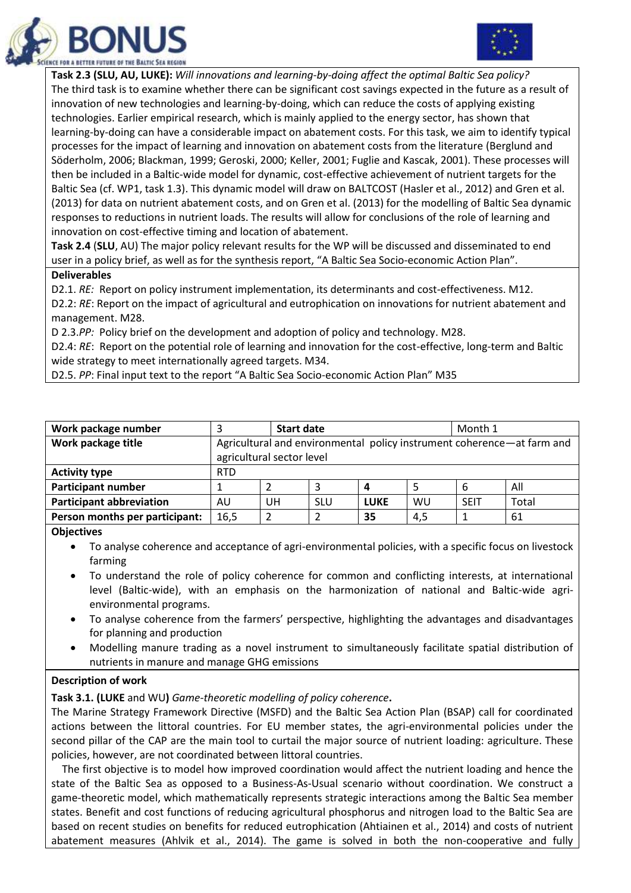**Task 2.3 (SLU, AU, LUKE):** *Will innovations and learning-by-doing affect the optimal Baltic Sea policy?* The third task is to examine whether there can be significant cost savings expected in the future as a result of innovation of new technologies and learning-by-doing, which can reduce the costs of applying existing technologies. Earlier empirical research, which is mainly applied to the energy sector, has shown that learning-by-doing can have a considerable impact on abatement costs. For this task, we aim to identify typical processes for the impact of learning and innovation on abatement costs from the literature (Berglund and Söderholm, 2006; Blackman, 1999; Geroski, 2000; Keller, 2001; Fuglie and Kascak, 2001). These processes will then be included in a Baltic-wide model for dynamic, cost-effective achievement of nutrient targets for the Baltic Sea (cf. WP1, task 1.3). This dynamic model will draw on BALTCOST (Hasler et al., 2012) and Gren et al. (2013) for data on nutrient abatement costs, and on Gren et al. (2013) for the modelling of Baltic Sea dynamic responses to reductions in nutrient loads. The results will allow for conclusions of the role of learning and innovation on cost-effective timing and location of abatement.

**Task 2.4** (**SLU**, AU) The major policy relevant results for the WP will be discussed and disseminated to end user in a policy brief, as well as for the synthesis report, "A Baltic Sea Socio-economic Action Plan".

**Deliverables**

D2.1. *RE:* Report on policy instrument implementation, its determinants and cost-effectiveness. M12.

D2.2: *RE*: Report on the impact of agricultural and eutrophication on innovations for nutrient abatement and management. M28.

D 2.3.*PP:* Policy brief on the development and adoption of policy and technology. M28.

D2.4: *RE*: Report on the potential role of learning and innovation for the cost-effective, long-term and Baltic wide strategy to meet internationally agreed targets. M34.

D2.5. *PP*: Final input text to the report "A Baltic Sea Socio-economic Action Plan" M35

| **Work package number** | 3 | **Start date** | | | Month 1 | |
|---|---|---|---|---|---|---|
| **Work package title** | Agricultural and environmental policy instrument coherence—at farm and agricultural sector level | | | | | |
| **Activity type** | RTD | | | | | |
| **Participant number** | 1 | 2 | 3 | **4** | 5 | 6 | All |
| **Participant abbreviation** | AU | UH | SLU | **LUKE** | WU | SEIT | Total |
| **Person months per participant:** | 16,5 | 2 | 2 | **35** | 4,5 | 1 | 61 |

**Objectives**

- To analyse coherence and acceptance of agri-environmental policies, with a specific focus on livestock farming
- To understand the role of policy coherence for common and conflicting interests, at international level (Baltic-wide), with an emphasis on the harmonization of national and Baltic-wide agri-environmental programs.
- To analyse coherence from the farmers' perspective, highlighting the advantages and disadvantages for planning and production
- Modelling manure trading as a novel instrument to simultaneously facilitate spatial distribution of nutrients in manure and manage GHG emissions

**Description of work**

**Task 3.1. (LUKE** and WU**)** *Game-theoretic modelling of policy coherence***.**

The Marine Strategy Framework Directive (MSFD) and the Baltic Sea Action Plan (BSAP) call for coordinated actions between the littoral countries. For EU member states, the agri-environmental policies under the second pillar of the CAP are the main tool to curtail the major source of nutrient loading: agriculture. These policies, however, are not coordinated between littoral countries.

The first objective is to model how improved coordination would affect the nutrient loading and hence the state of the Baltic Sea as opposed to a Business-As-Usual scenario without coordination. We construct a game-theoretic model, which mathematically represents strategic interactions among the Baltic Sea member states. Benefit and cost functions of reducing agricultural phosphorus and nitrogen load to the Baltic Sea are based on recent studies on benefits for reduced eutrophication (Ahtiainen et al., 2014) and costs of nutrient abatement measures (Ahlvik et al., 2014). The game is solved in both the non-cooperative and fully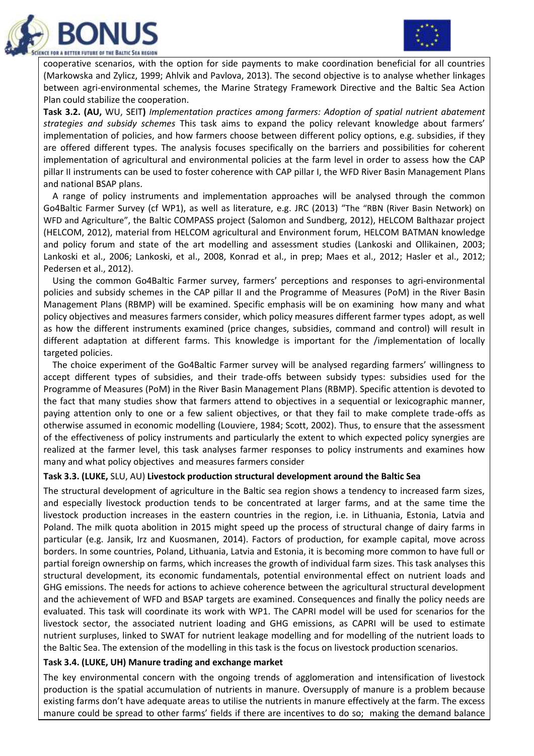cooperative scenarios, with the option for side payments to make coordination beneficial for all countries (Markowska and Zylicz, 1999; Ahlvik and Pavlova, 2013). The second objective is to analyse whether linkages between agri-environmental schemes, the Marine Strategy Framework Directive and the Baltic Sea Action Plan could stabilize the cooperation.

**Task 3.2. (AU,** WU, SEIT**)** *Implementation practices among farmers: Adoption of spatial nutrient abatement strategies and subsidy schemes* This task aims to expand the policy relevant knowledge about farmers' implementation of policies, and how farmers choose between different policy options, e.g. subsidies, if they are offered different types. The analysis focuses specifically on the barriers and possibilities for coherent implementation of agricultural and environmental policies at the farm level in order to assess how the CAP pillar II instruments can be used to foster coherence with CAP pillar I, the WFD River Basin Management Plans and national BSAP plans.

A range of policy instruments and implementation approaches will be analysed through the common Go4Baltic Farmer Survey (cf WP1), as well as literature, e.g. JRC (2013) "The "RBN (River Basin Network) on WFD and Agriculture", the Baltic COMPASS project (Salomon and Sundberg, 2012), HELCOM Balthazar project (HELCOM, 2012), material from HELCOM agricultural and Environment forum, HELCOM BATMAN knowledge and policy forum and state of the art modelling and assessment studies (Lankoski and Ollikainen, 2003; Lankoski et al., 2006; Lankoski, et al., 2008, Konrad et al., in prep; Maes et al., 2012; Hasler et al., 2012; Pedersen et al., 2012).

Using the common Go4Baltic Farmer survey, farmers' perceptions and responses to agri-environmental policies and subsidy schemes in the CAP pillar II and the Programme of Measures (PoM) in the River Basin Management Plans (RBMP) will be examined. Specific emphasis will be on examining how many and what policy objectives and measures farmers consider, which policy measures different farmer types adopt, as well as how the different instruments examined (price changes, subsidies, command and control) will result in different adaptation at different farms. This knowledge is important for the /implementation of locally targeted policies.

The choice experiment of the Go4Baltic Farmer survey will be analysed regarding farmers' willingness to accept different types of subsidies, and their trade-offs between subsidy types: subsidies used for the Programme of Measures (PoM) in the River Basin Management Plans (RBMP). Specific attention is devoted to the fact that many studies show that farmers attend to objectives in a sequential or lexicographic manner, paying attention only to one or a few salient objectives, or that they fail to make complete trade-offs as otherwise assumed in economic modelling (Louviere, 1984; Scott, 2002). Thus, to ensure that the assessment of the effectiveness of policy instruments and particularly the extent to which expected policy synergies are realized at the farmer level, this task analyses farmer responses to policy instruments and examines how many and what policy objectives and measures farmers consider

**Task 3.3. (LUKE,** SLU, AU**) Livestock production structural development around the Baltic Sea**

The structural development of agriculture in the Baltic sea region shows a tendency to increased farm sizes, and especially livestock production tends to be concentrated at larger farms, and at the same time the livestock production increases in the eastern countries in the region, i.e. in Lithuania, Estonia, Latvia and Poland. The milk quota abolition in 2015 might speed up the process of structural change of dairy farms in particular (e.g. Jansik, Irz and Kuosmanen, 2014). Factors of production, for example capital, move across borders. In some countries, Poland, Lithuania, Latvia and Estonia, it is becoming more common to have full or partial foreign ownership on farms, which increases the growth of individual farm sizes. This task analyses this structural development, its economic fundamentals, potential environmental effect on nutrient loads and GHG emissions. The needs for actions to achieve coherence between the agricultural structural development and the achievement of WFD and BSAP targets are examined. Consequences and finally the policy needs are evaluated. This task will coordinate its work with WP1. The CAPRI model will be used for scenarios for the livestock sector, the associated nutrient loading and GHG emissions, as CAPRI will be used to estimate nutrient surpluses, linked to SWAT for nutrient leakage modelling and for modelling of the nutrient loads to the Baltic Sea. The extension of the modelling in this task is the focus on livestock production scenarios.

**Task 3.4. (LUKE, UH) Manure trading and exchange market**

The key environmental concern with the ongoing trends of agglomeration and intensification of livestock production is the spatial accumulation of nutrients in manure. Oversupply of manure is a problem because existing farms don't have adequate areas to utilise the nutrients in manure effectively at the farm. The excess manure could be spread to other farms' fields if there are incentives to do so; making the demand balance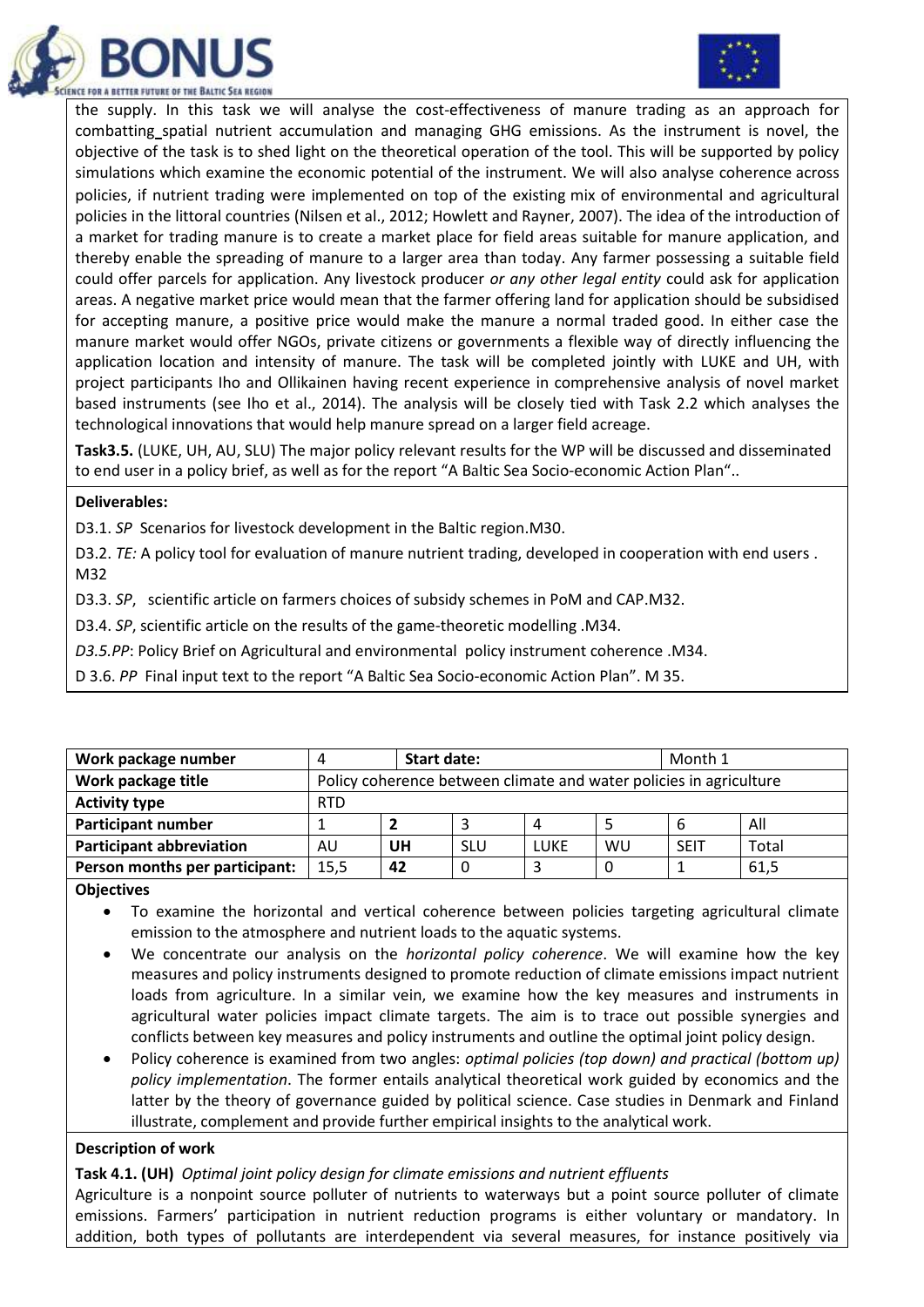the supply. In this task we will analyse the cost-effectiveness of manure trading as an approach for combatting spatial nutrient accumulation and managing GHG emissions. As the instrument is novel, the objective of the task is to shed light on the theoretical operation of the tool. This will be supported by policy simulations which examine the economic potential of the instrument. We will also analyse coherence across policies, if nutrient trading were implemented on top of the existing mix of environmental and agricultural policies in the littoral countries (Nilsen et al., 2012; Howlett and Rayner, 2007). The idea of the introduction of a market for trading manure is to create a market place for field areas suitable for manure application, and thereby enable the spreading of manure to a larger area than today. Any farmer possessing a suitable field could offer parcels for application. Any livestock producer *or any other legal entity* could ask for application areas. A negative market price would mean that the farmer offering land for application should be subsidised for accepting manure, a positive price would make the manure a normal traded good. In either case the manure market would offer NGOs, private citizens or governments a flexible way of directly influencing the application location and intensity of manure. The task will be completed jointly with LUKE and UH, with project participants Iho and Ollikainen having recent experience in comprehensive analysis of novel market based instruments (see Iho et al., 2014). The analysis will be closely tied with Task 2.2 which analyses the technological innovations that would help manure spread on a larger field acreage.

**Task3.5.** (LUKE, UH, AU, SLU) The major policy relevant results for the WP will be discussed and disseminated to end user in a policy brief, as well as for the report "A Baltic Sea Socio-economic Action Plan"..

**Deliverables:**

D3.1. *SP* Scenarios for livestock development in the Baltic region.M30.

D3.2. *TE:* A policy tool for evaluation of manure nutrient trading, developed in cooperation with end users . M32

D3.3. *SP*, scientific article on farmers choices of subsidy schemes in PoM and CAP.M32.

D3.4. *SP*, scientific article on the results of the game-theoretic modelling .M34.

*D3.5.PP*: Policy Brief on Agricultural and environmental policy instrument coherence .M34.

D 3.6. *PP* Final input text to the report "A Baltic Sea Socio-economic Action Plan". M 35.

| Work package number | 4 | Start date: | | | Month 1 | |
|---|---|---|---|---|---|---|
| Work package title | Policy coherence between climate and water policies in agriculture | | | | | |
| Activity type | RTD | | | | | |
| Participant number | 1 | **2** | 3 | 4 | 5 | 6 | All |
| Participant abbreviation | AU | **UH** | SLU | LUKE | WU | SEIT | Total |
| Person months per participant: | 15,5 | **42** | 0 | 3 | 0 | 1 | 61,5 |

**Objectives**

- To examine the horizontal and vertical coherence between policies targeting agricultural climate emission to the atmosphere and nutrient loads to the aquatic systems.
- We concentrate our analysis on the *horizontal policy coherence*. We will examine how the key measures and policy instruments designed to promote reduction of climate emissions impact nutrient loads from agriculture. In a similar vein, we examine how the key measures and instruments in agricultural water policies impact climate targets. The aim is to trace out possible synergies and conflicts between key measures and policy instruments and outline the optimal joint policy design.
- Policy coherence is examined from two angles: *optimal policies (top down) and practical (bottom up) policy implementation*. The former entails analytical theoretical work guided by economics and the latter by the theory of governance guided by political science. Case studies in Denmark and Finland illustrate, complement and provide further empirical insights to the analytical work.

**Description of work**

**Task 4.1. (UH)** *Optimal joint policy design for climate emissions and nutrient effluents*

Agriculture is a nonpoint source polluter of nutrients to waterways but a point source polluter of climate emissions. Farmers' participation in nutrient reduction programs is either voluntary or mandatory. In addition, both types of pollutants are interdependent via several measures, for instance positively via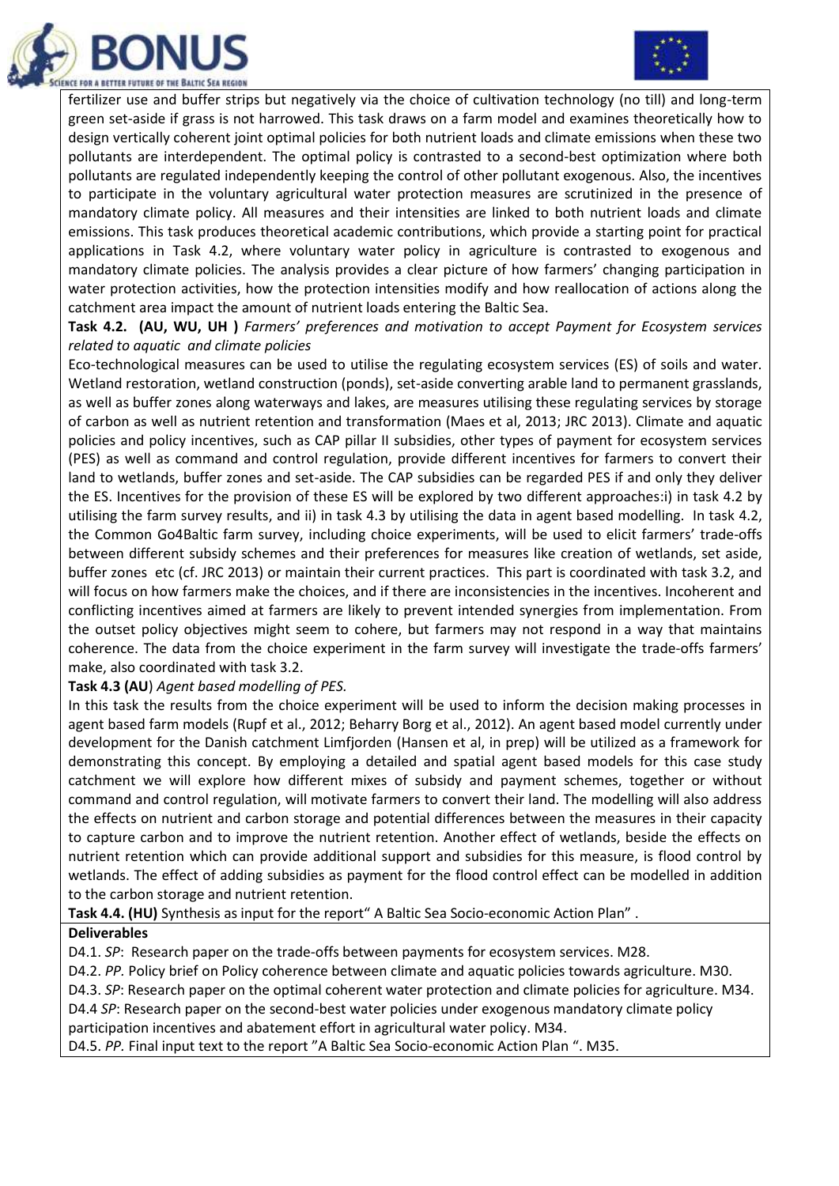fertilizer use and buffer strips but negatively via the choice of cultivation technology (no till) and long-term green set-aside if grass is not harrowed. This task draws on a farm model and examines theoretically how to design vertically coherent joint optimal policies for both nutrient loads and climate emissions when these two pollutants are interdependent. The optimal policy is contrasted to a second-best optimization where both pollutants are regulated independently keeping the control of other pollutant exogenous. Also, the incentives to participate in the voluntary agricultural water protection measures are scrutinized in the presence of mandatory climate policy. All measures and their intensities are linked to both nutrient loads and climate emissions. This task produces theoretical academic contributions, which provide a starting point for practical applications in Task 4.2, where voluntary water policy in agriculture is contrasted to exogenous and mandatory climate policies. The analysis provides a clear picture of how farmers' changing participation in water protection activities, how the protection intensities modify and how reallocation of actions along the catchment area impact the amount of nutrient loads entering the Baltic Sea.

**Task 4.2. (AU, WU, UH )** *Farmers' preferences and motivation to accept Payment for Ecosystem services related to aquatic and climate policies*

Eco-technological measures can be used to utilise the regulating ecosystem services (ES) of soils and water. Wetland restoration, wetland construction (ponds), set-aside converting arable land to permanent grasslands, as well as buffer zones along waterways and lakes, are measures utilising these regulating services by storage of carbon as well as nutrient retention and transformation (Maes et al, 2013; JRC 2013). Climate and aquatic policies and policy incentives, such as CAP pillar II subsidies, other types of payment for ecosystem services (PES) as well as command and control regulation, provide different incentives for farmers to convert their land to wetlands, buffer zones and set-aside. The CAP subsidies can be regarded PES if and only they deliver the ES. Incentives for the provision of these ES will be explored by two different approaches:i) in task 4.2 by utilising the farm survey results, and ii) in task 4.3 by utilising the data in agent based modelling. In task 4.2, the Common Go4Baltic farm survey, including choice experiments, will be used to elicit farmers' trade-offs between different subsidy schemes and their preferences for measures like creation of wetlands, set aside, buffer zones etc (cf. JRC 2013) or maintain their current practices. This part is coordinated with task 3.2, and will focus on how farmers make the choices, and if there are inconsistencies in the incentives. Incoherent and conflicting incentives aimed at farmers are likely to prevent intended synergies from implementation. From the outset policy objectives might seem to cohere, but farmers may not respond in a way that maintains coherence. The data from the choice experiment in the farm survey will investigate the trade-offs farmers' make, also coordinated with task 3.2.

**Task 4.3 (AU**) *Agent based modelling of PES.*

In this task the results from the choice experiment will be used to inform the decision making processes in agent based farm models (Rupf et al., 2012; Beharry Borg et al., 2012). An agent based model currently under development for the Danish catchment Limfjorden (Hansen et al, in prep) will be utilized as a framework for demonstrating this concept. By employing a detailed and spatial agent based models for this case study catchment we will explore how different mixes of subsidy and payment schemes, together or without command and control regulation, will motivate farmers to convert their land. The modelling will also address the effects on nutrient and carbon storage and potential differences between the measures in their capacity to capture carbon and to improve the nutrient retention. Another effect of wetlands, beside the effects on nutrient retention which can provide additional support and subsidies for this measure, is flood control by wetlands. The effect of adding subsidies as payment for the flood control effect can be modelled in addition to the carbon storage and nutrient retention.

**Task 4.4. (HU)** Synthesis as input for the report" A Baltic Sea Socio-economic Action Plan" .

**Deliverables**

D4.1. *SP*: Research paper on the trade-offs between payments for ecosystem services. M28.

D4.2. *PP.* Policy brief on Policy coherence between climate and aquatic policies towards agriculture. M30.

D4.3. *SP*: Research paper on the optimal coherent water protection and climate policies for agriculture. M34.

D4.4 *SP*: Research paper on the second-best water policies under exogenous mandatory climate policy participation incentives and abatement effort in agricultural water policy. M34.

D4.5. *PP.* Final input text to the report "A Baltic Sea Socio-economic Action Plan ". M35.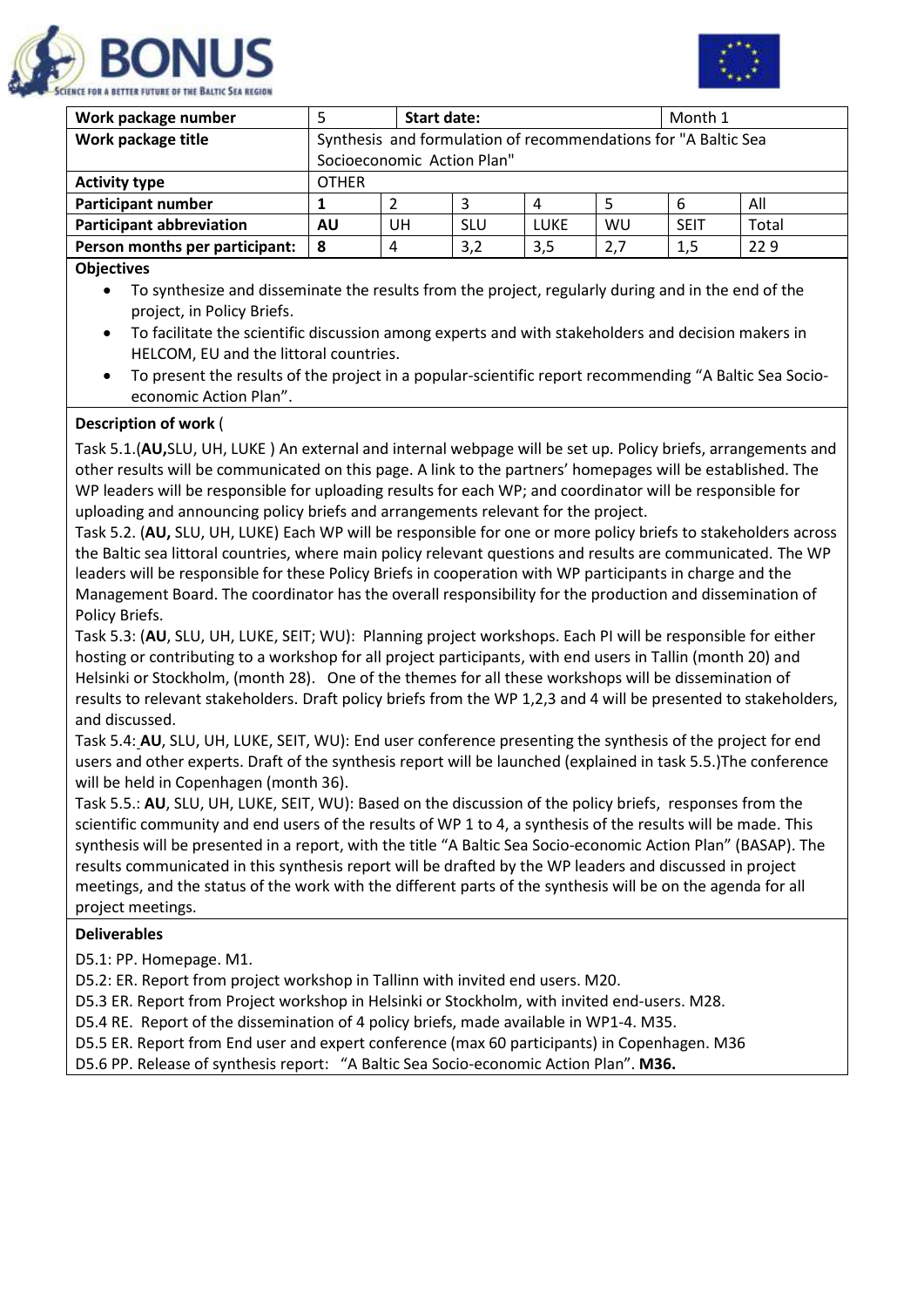| Work package number | 5 | Start date: | | | Month 1 | |
|---|---|---|---|---|---|---|
| Work package title | Synthesis and formulation of recommendations for "A Baltic Sea Socioeconomic Action Plan" | | | | | |
| Activity type | OTHER | | | | | |
| Participant number | **1** | 2 | 3 | 4 | 5 | 6 | All |
| Participant abbreviation | **AU** | UH | SLU | LUKE | WU | SEIT | Total |
| Person months per participant: | **8** | 4 | 3,2 | 3,5 | 2,7 | 1,5 | 22 9 |

**Objectives**

- To synthesize and disseminate the results from the project, regularly during and in the end of the project, in Policy Briefs.
- To facilitate the scientific discussion among experts and with stakeholders and decision makers in HELCOM, EU and the littoral countries.
- To present the results of the project in a popular-scientific report recommending "A Baltic Sea Socio-economic Action Plan".

**Description of work** (

Task 5.1.(**AU**,SLU, UH, LUKE ) An external and internal webpage will be set up. Policy briefs, arrangements and other results will be communicated on this page. A link to the partners' homepages will be established. The WP leaders will be responsible for uploading results for each WP; and coordinator will be responsible for uploading and announcing policy briefs and arrangements relevant for the project.

Task 5.2. (**AU,** SLU, UH, LUKE) Each WP will be responsible for one or more policy briefs to stakeholders across the Baltic sea littoral countries, where main policy relevant questions and results are communicated. The WP leaders will be responsible for these Policy Briefs in cooperation with WP participants in charge and the Management Board. The coordinator has the overall responsibility for the production and dissemination of Policy Briefs.

Task 5.3: (**AU**, SLU, UH, LUKE, SEIT; WU): Planning project workshops. Each PI will be responsible for either hosting or contributing to a workshop for all project participants, with end users in Tallin (month 20) and Helsinki or Stockholm, (month 28). One of the themes for all these workshops will be dissemination of results to relevant stakeholders. Draft policy briefs from the WP 1,2,3 and 4 will be presented to stakeholders, and discussed.

Task 5.4: **AU**, SLU, UH, LUKE, SEIT, WU): End user conference presenting the synthesis of the project for end users and other experts. Draft of the synthesis report will be launched (explained in task 5.5.)The conference will be held in Copenhagen (month 36).

Task 5.5.: **AU**, SLU, UH, LUKE, SEIT, WU): Based on the discussion of the policy briefs, responses from the scientific community and end users of the results of WP 1 to 4, a synthesis of the results will be made. This synthesis will be presented in a report, with the title "A Baltic Sea Socio-economic Action Plan" (BASAP). The results communicated in this synthesis report will be drafted by the WP leaders and discussed in project meetings, and the status of the work with the different parts of the synthesis will be on the agenda for all project meetings.

**Deliverables**

D5.1: PP. Homepage. M1.
D5.2: ER. Report from project workshop in Tallinn with invited end users. M20.
D5.3 ER. Report from Project workshop in Helsinki or Stockholm, with invited end-users. M28.
D5.4 RE. Report of the dissemination of 4 policy briefs, made available in WP1-4. M35.
D5.5 ER. Report from End user and expert conference (max 60 participants) in Copenhagen. M36
D5.6 PP. Release of synthesis report: "A Baltic Sea Socio-economic Action Plan". **M36.**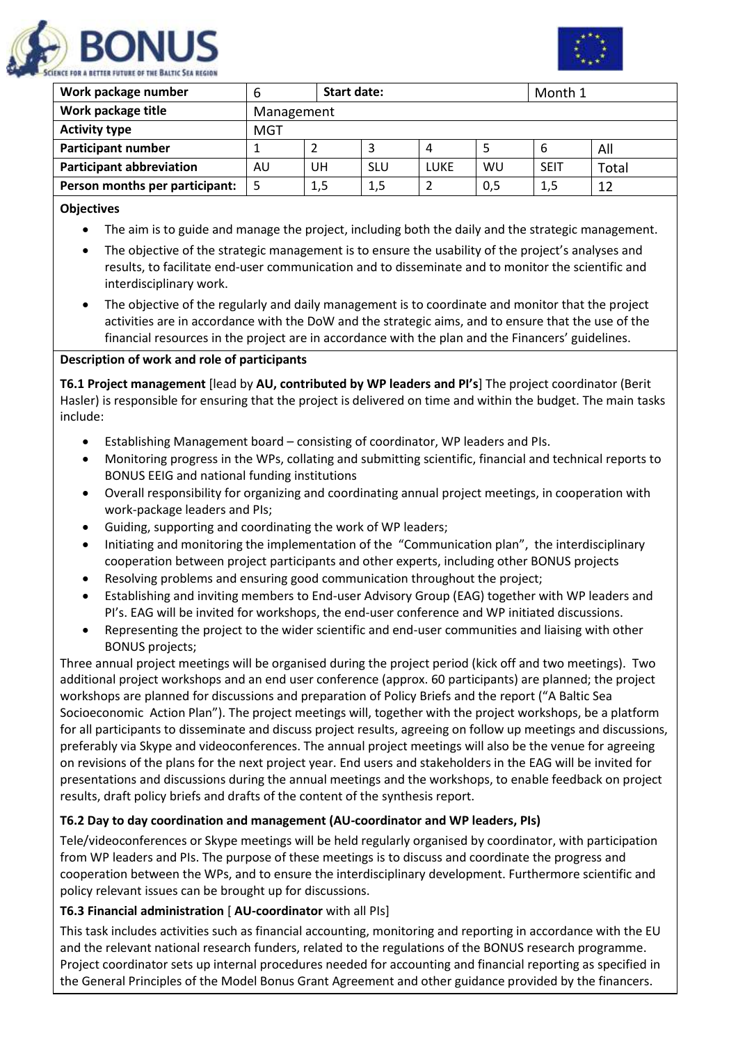| Work package number | 6 | Start date: | | | Month 1 | |
|---|---|---|---|---|---|---|
| Work package title | Management | | | | | |
| Activity type | MGT | | | | | |
| Participant number | 1 | 2 | 3 | 4 | 5 | 6 | All |
| Participant abbreviation | AU | UH | SLU | LUKE | WU | SEIT | Total |
| Person months per participant: | 5 | 1,5 | 1,5 | 2 | 0,5 | 1,5 | 12 |

**Objectives**

- The aim is to guide and manage the project, including both the daily and the strategic management.
- The objective of the strategic management is to ensure the usability of the project's analyses and results, to facilitate end-user communication and to disseminate and to monitor the scientific and interdisciplinary work.
- The objective of the regularly and daily management is to coordinate and monitor that the project activities are in accordance with the DoW and the strategic aims, and to ensure that the use of the financial resources in the project are in accordance with the plan and the Financers' guidelines.

**Description of work and role of participants**

**T6.1 Project management** [lead by **AU, contributed by WP leaders and PI's**] The project coordinator (Berit Hasler) is responsible for ensuring that the project is delivered on time and within the budget. The main tasks include:

- Establishing Management board – consisting of coordinator, WP leaders and PIs.
- Monitoring progress in the WPs, collating and submitting scientific, financial and technical reports to BONUS EEIG and national funding institutions
- Overall responsibility for organizing and coordinating annual project meetings, in cooperation with work-package leaders and PIs;
- Guiding, supporting and coordinating the work of WP leaders;
- Initiating and monitoring the implementation of the "Communication plan", the interdisciplinary cooperation between project participants and other experts, including other BONUS projects
- Resolving problems and ensuring good communication throughout the project;
- Establishing and inviting members to End-user Advisory Group (EAG) together with WP leaders and PI's. EAG will be invited for workshops, the end-user conference and WP initiated discussions.
- Representing the project to the wider scientific and end-user communities and liaising with other BONUS projects;

Three annual project meetings will be organised during the project period (kick off and two meetings). Two additional project workshops and an end user conference (approx. 60 participants) are planned; the project workshops are planned for discussions and preparation of Policy Briefs and the report ("A Baltic Sea Socioeconomic Action Plan"). The project meetings will, together with the project workshops, be a platform for all participants to disseminate and discuss project results, agreeing on follow up meetings and discussions, preferably via Skype and videoconferences. The annual project meetings will also be the venue for agreeing on revisions of the plans for the next project year. End users and stakeholders in the EAG will be invited for presentations and discussions during the annual meetings and the workshops, to enable feedback on project results, draft policy briefs and drafts of the content of the synthesis report.

**T6.2 Day to day coordination and management (AU-coordinator and WP leaders, PIs)**

Tele/videoconferences or Skype meetings will be held regularly organised by coordinator, with participation from WP leaders and PIs. The purpose of these meetings is to discuss and coordinate the progress and cooperation between the WPs, and to ensure the interdisciplinary development. Furthermore scientific and policy relevant issues can be brought up for discussions.

**T6.3 Financial administration** [ **AU-coordinator** with all PIs]

This task includes activities such as financial accounting, monitoring and reporting in accordance with the EU and the relevant national research funders, related to the regulations of the BONUS research programme. Project coordinator sets up internal procedures needed for accounting and financial reporting as specified in the General Principles of the Model Bonus Grant Agreement and other guidance provided by the financers.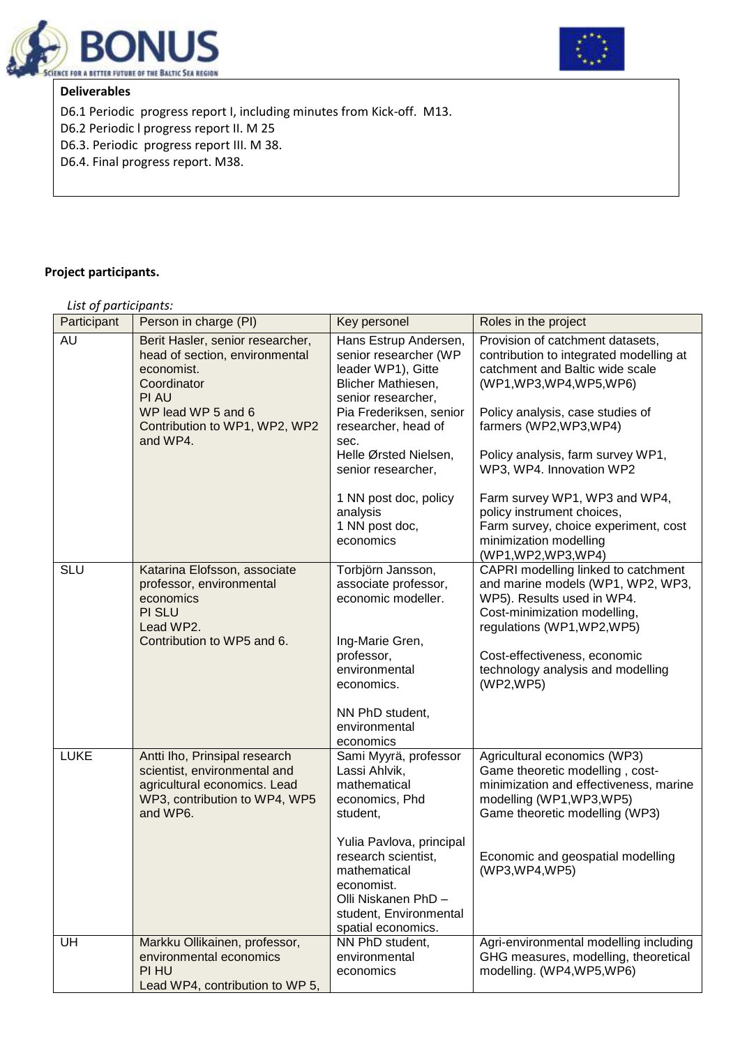**Deliverables**

D6.1 Periodic progress report I, including minutes from Kick-off. M13.
D6.2 Periodic l progress report II. M 25
D6.3. Periodic progress report III. M 38.
D6.4. Final progress report. M38.

**Project participants.**

*List of participants:*

| Participant | Person in charge (PI) | Key personel | Roles in the project |
|---|---|---|---|
| AU | Berit Hasler, senior researcher, head of section, environmental economist. Coordinator PI AU WP lead WP 5 and 6 Contribution to WP1, WP2, WP2 and WP4. | Hans Estrup Andersen, senior researcher (WP leader WP1), Gitte Blicher Mathiesen, senior researcher, Pia Frederiksen, senior researcher, head of sec. Helle Ørsted Nielsen, senior researcher, 1 NN post doc, policy analysis 1 NN post doc, economics | Provision of catchment datasets, contribution to integrated modelling at catchment and Baltic wide scale (WP1,WP3,WP4,WP5,WP6) Policy analysis, case studies of farmers (WP2,WP3,WP4) Policy analysis, farm survey WP1, WP3, WP4. Innovation WP2 Farm survey WP1, WP3 and WP4, policy instrument choices, Farm survey, choice experiment, cost minimization modelling (WP1,WP2,WP3,WP4) |
| SLU | Katarina Elofsson, associate professor, environmental economics PI SLU Lead WP2. Contribution to WP5 and 6. | Torbjörn Jansson, associate professor, economic modeller. Ing-Marie Gren, professor, environmental economics. NN PhD student, environmental economics | CAPRI modelling linked to catchment and marine models (WP1, WP2, WP3, WP5). Results used in WP4. Cost-minimization modelling, regulations (WP1,WP2,WP5) Cost-effectiveness, economic technology analysis and modelling (WP2,WP5) |
| LUKE | Antti Iho, Prinsipal research scientist, environmental and agricultural economics. Lead WP3, contribution to WP4, WP5 and WP6. | Sami Myyrä, professor Lassi Ahlvik, mathematical economics, Phd student, Yulia Pavlova, principal research scientist, mathematical economist. Olli Niskanen PhD – student, Environmental spatial economics. | Agricultural economics (WP3) Game theoretic modelling , cost-minimization and effectiveness, marine modelling (WP1,WP3,WP5) Game theoretic modelling (WP3) Economic and geospatial modelling (WP3,WP4,WP5) |
| UH | Markku Ollikainen, professor, environmental economics PI HU Lead WP4, contribution to WP 5, | NN PhD student, environmental economics | Agri-environmental modelling including GHG measures, modelling, theoretical modelling. (WP4,WP5,WP6) |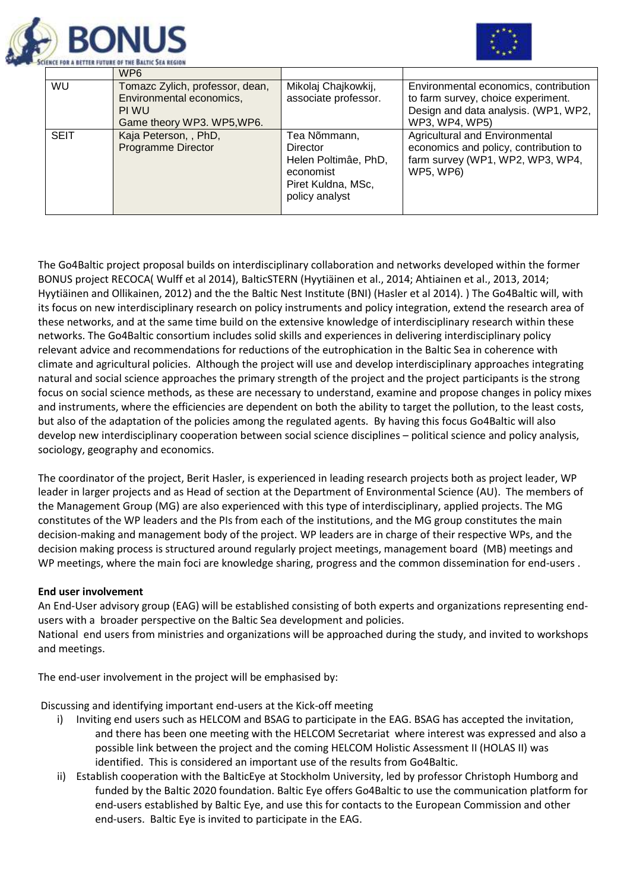| | WP6 | | |
|---|---|---|---|
| WU | Tomazc Zylich, professor, dean, Environmental economics, PI WU Game theory WP3. WP5,WP6. | Mikolaj Chajkowkij, associate professor. | Environmental economics, contribution to farm survey, choice experiment. Design and data analysis. (WP1, WP2, WP3, WP4, WP5) |
| SEIT | Kaja Peterson, , PhD, Programme Director | Tea Nõmmann, Director Helen Poltimâe, PhD, economist Piret Kuldna, MSc, policy analyst | Agricultural and Environmental economics and policy, contribution to farm survey (WP1, WP2, WP3, WP4, WP5, WP6) |

The Go4Baltic project proposal builds on interdisciplinary collaboration and networks developed within the former BONUS project RECOCA( Wulff et al 2014), BalticSTERN (Hyytiäinen et al., 2014; Ahtiainen et al., 2013, 2014; Hyytiäinen and Ollikainen, 2012) and the the Baltic Nest Institute (BNI) (Hasler et al 2014). ) The Go4Baltic will, with its focus on new interdisciplinary research on policy instruments and policy integration, extend the research area of these networks, and at the same time build on the extensive knowledge of interdisciplinary research within these networks. The Go4Baltic consortium includes solid skills and experiences in delivering interdisciplinary policy relevant advice and recommendations for reductions of the eutrophication in the Baltic Sea in coherence with climate and agricultural policies. Although the project will use and develop interdisciplinary approaches integrating natural and social science approaches the primary strength of the project and the project participants is the strong focus on social science methods, as these are necessary to understand, examine and propose changes in policy mixes and instruments, where the efficiencies are dependent on both the ability to target the pollution, to the least costs, but also of the adaptation of the policies among the regulated agents. By having this focus Go4Baltic will also develop new interdisciplinary cooperation between social science disciplines – political science and policy analysis, sociology, geography and economics.

The coordinator of the project, Berit Hasler, is experienced in leading research projects both as project leader, WP leader in larger projects and as Head of section at the Department of Environmental Science (AU). The members of the Management Group (MG) are also experienced with this type of interdisciplinary, applied projects. The MG constitutes of the WP leaders and the PIs from each of the institutions, and the MG group constitutes the main decision-making and management body of the project. WP leaders are in charge of their respective WPs, and the decision making process is structured around regularly project meetings, management board (MB) meetings and WP meetings, where the main foci are knowledge sharing, progress and the common dissemination for end-users .

**End user involvement**

An End-User advisory group (EAG) will be established consisting of both experts and organizations representing end-users with a broader perspective on the Baltic Sea development and policies.

National end users from ministries and organizations will be approached during the study, and invited to workshops and meetings.

The end-user involvement in the project will be emphasised by:

Discussing and identifying important end-users at the Kick-off meeting

i) Inviting end users such as HELCOM and BSAG to participate in the EAG. BSAG has accepted the invitation, and there has been one meeting with the HELCOM Secretariat where interest was expressed and also a possible link between the project and the coming HELCOM Holistic Assessment II (HOLAS II) was identified. This is considered an important use of the results from Go4Baltic.

ii) Establish cooperation with the BalticEye at Stockholm University, led by professor Christoph Humborg and funded by the Baltic 2020 foundation. Baltic Eye offers Go4Baltic to use the communication platform for end-users established by Baltic Eye, and use this for contacts to the European Commission and other end-users. Baltic Eye is invited to participate in the EAG.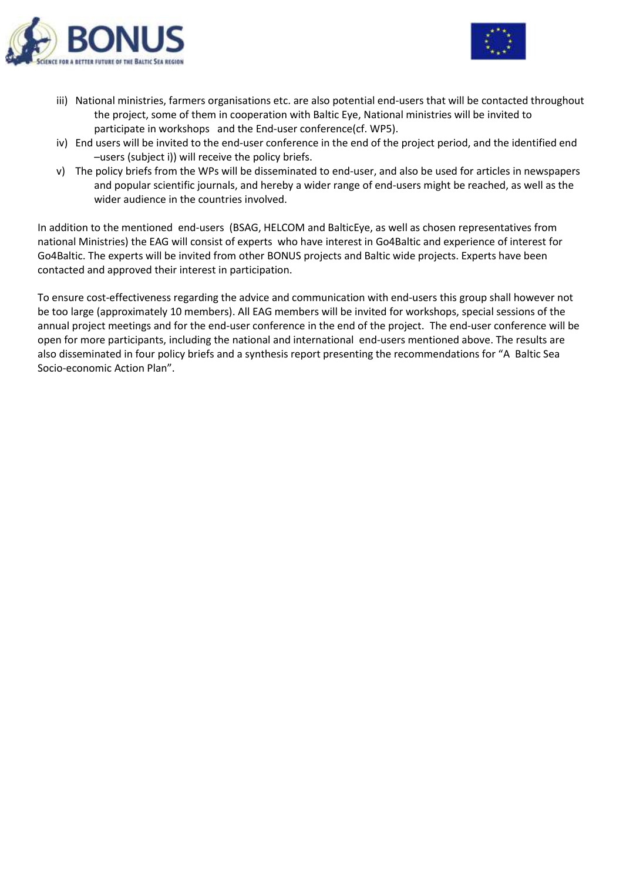iii) National ministries, farmers organisations etc. are also potential end-users that will be contacted throughout the project, some of them in cooperation with Baltic Eye, National ministries will be invited to participate in workshops and the End-user conference(cf. WP5).

iv) End users will be invited to the end-user conference in the end of the project period, and the identified end –users (subject i)) will receive the policy briefs.

v) The policy briefs from the WPs will be disseminated to end-user, and also be used for articles in newspapers and popular scientific journals, and hereby a wider range of end-users might be reached, as well as the wider audience in the countries involved.

In addition to the mentioned end-users (BSAG, HELCOM and BalticEye, as well as chosen representatives from national Ministries) the EAG will consist of experts who have interest in Go4Baltic and experience of interest for Go4Baltic. The experts will be invited from other BONUS projects and Baltic wide projects. Experts have been contacted and approved their interest in participation.

To ensure cost-effectiveness regarding the advice and communication with end-users this group shall however not be too large (approximately 10 members). All EAG members will be invited for workshops, special sessions of the annual project meetings and for the end-user conference in the end of the project. The end-user conference will be open for more participants, including the national and international end-users mentioned above. The results are also disseminated in four policy briefs and a synthesis report presenting the recommendations for "A Baltic Sea Socio-economic Action Plan".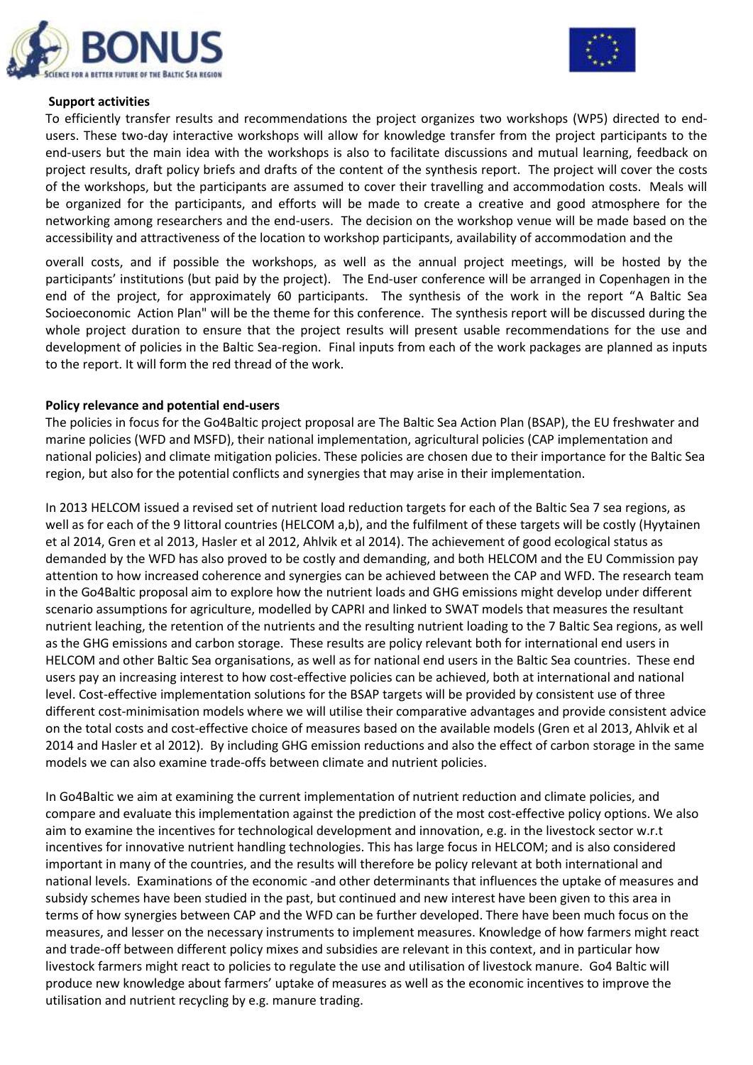**Support activities**

To efficiently transfer results and recommendations the project organizes two workshops (WP5) directed to end-users. These two-day interactive workshops will allow for knowledge transfer from the project participants to the end-users but the main idea with the workshops is also to facilitate discussions and mutual learning, feedback on project results, draft policy briefs and drafts of the content of the synthesis report. The project will cover the costs of the workshops, but the participants are assumed to cover their travelling and accommodation costs. Meals will be organized for the participants, and efforts will be made to create a creative and good atmosphere for the networking among researchers and the end-users. The decision on the workshop venue will be made based on the accessibility and attractiveness of the location to workshop participants, availability of accommodation and the overall costs, and if possible the workshops, as well as the annual project meetings, will be hosted by the participants' institutions (but paid by the project). The End-user conference will be arranged in Copenhagen in the end of the project, for approximately 60 participants. The synthesis of the work in the report "A Baltic Sea Socioeconomic Action Plan" will be the theme for this conference. The synthesis report will be discussed during the whole project duration to ensure that the project results will present usable recommendations for the use and development of policies in the Baltic Sea-region. Final inputs from each of the work packages are planned as inputs to the report. It will form the red thread of the work.

**Policy relevance and potential end-users**

The policies in focus for the Go4Baltic project proposal are The Baltic Sea Action Plan (BSAP), the EU freshwater and marine policies (WFD and MSFD), their national implementation, agricultural policies (CAP implementation and national policies) and climate mitigation policies. These policies are chosen due to their importance for the Baltic Sea region, but also for the potential conflicts and synergies that may arise in their implementation.

In 2013 HELCOM issued a revised set of nutrient load reduction targets for each of the Baltic Sea 7 sea regions, as well as for each of the 9 littoral countries (HELCOM a,b), and the fulfilment of these targets will be costly (Hyytainen et al 2014, Gren et al 2013, Hasler et al 2012, Ahlvik et al 2014). The achievement of good ecological status as demanded by the WFD has also proved to be costly and demanding, and both HELCOM and the EU Commission pay attention to how increased coherence and synergies can be achieved between the CAP and WFD. The research team in the Go4Baltic proposal aim to explore how the nutrient loads and GHG emissions might develop under different scenario assumptions for agriculture, modelled by CAPRI and linked to SWAT models that measures the resultant nutrient leaching, the retention of the nutrients and the resulting nutrient loading to the 7 Baltic Sea regions, as well as the GHG emissions and carbon storage. These results are policy relevant both for international end users in HELCOM and other Baltic Sea organisations, as well as for national end users in the Baltic Sea countries. These end users pay an increasing interest to how cost-effective policies can be achieved, both at international and national level. Cost-effective implementation solutions for the BSAP targets will be provided by consistent use of three different cost-minimisation models where we will utilise their comparative advantages and provide consistent advice on the total costs and cost-effective choice of measures based on the available models (Gren et al 2013, Ahlvik et al 2014 and Hasler et al 2012). By including GHG emission reductions and also the effect of carbon storage in the same models we can also examine trade-offs between climate and nutrient policies.

In Go4Baltic we aim at examining the current implementation of nutrient reduction and climate policies, and compare and evaluate this implementation against the prediction of the most cost-effective policy options. We also aim to examine the incentives for technological development and innovation, e.g. in the livestock sector w.r.t incentives for innovative nutrient handling technologies. This has large focus in HELCOM; and is also considered important in many of the countries, and the results will therefore be policy relevant at both international and national levels. Examinations of the economic -and other determinants that influences the uptake of measures and subsidy schemes have been studied in the past, but continued and new interest have been given to this area in terms of how synergies between CAP and the WFD can be further developed. There have been much focus on the measures, and lesser on the necessary instruments to implement measures. Knowledge of how farmers might react and trade-off between different policy mixes and subsidies are relevant in this context, and in particular how livestock farmers might react to policies to regulate the use and utilisation of livestock manure. Go4 Baltic will produce new knowledge about farmers' uptake of measures as well as the economic incentives to improve the utilisation and nutrient recycling by e.g. manure trading.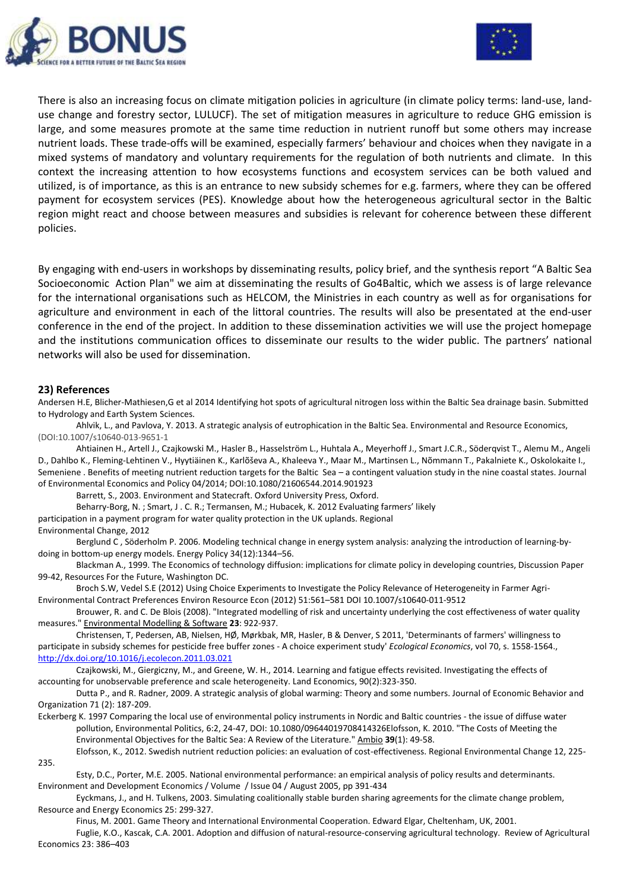There is also an increasing focus on climate mitigation policies in agriculture (in climate policy terms: land-use, land-use change and forestry sector, LULUCF). The set of mitigation measures in agriculture to reduce GHG emission is large, and some measures promote at the same time reduction in nutrient runoff but some others may increase nutrient loads. These trade-offs will be examined, especially farmers' behaviour and choices when they navigate in a mixed systems of mandatory and voluntary requirements for the regulation of both nutrients and climate. In this context the increasing attention to how ecosystems functions and ecosystem services can be both valued and utilized, is of importance, as this is an entrance to new subsidy schemes for e.g. farmers, where they can be offered payment for ecosystem services (PES). Knowledge about how the heterogeneous agricultural sector in the Baltic region might react and choose between measures and subsidies is relevant for coherence between these different policies.

By engaging with end-users in workshops by disseminating results, policy brief, and the synthesis report "A Baltic Sea Socioeconomic Action Plan" we aim at disseminating the results of Go4Baltic, which we assess is of large relevance for the international organisations such as HELCOM, the Ministries in each country as well as for organisations for agriculture and environment in each of the littoral countries. The results will also be presentated at the end-user conference in the end of the project. In addition to these dissemination activities we will use the project homepage and the institutions communication offices to disseminate our results to the wider public. The partners' national networks will also be used for dissemination.

### 23) References

Andersen H.E, Blicher-Mathiesen,G et al 2014 Identifying hot spots of agricultural nitrogen loss within the Baltic Sea drainage basin. Submitted to Hydrology and Earth System Sciences.

Ahlvik, L., and Pavlova, Y. 2013. A strategic analysis of eutrophication in the Baltic Sea. Environmental and Resource Economics, (DOI:10.1007/s10640-013-9651-1

Ahtiainen H., Artell J., Czajkowski M., Hasler B., Hasselström L., Huhtala A., Meyerhoff J., Smart J.C.R., Söderqvist T., Alemu M., Angeli D., Dahlbo K., Fleming-Lehtinen V., Hyytiäinen K., Karlõševa A., Khaleeva Y., Maar M., Martinsen L., Nõmmann T., Pakalniete K., Oskolokaite I., Semeniene . Benefits of meeting nutrient reduction targets for the Baltic Sea – a contingent valuation study in the nine coastal states. Journal of Environmental Economics and Policy 04/2014; DOI:10.1080/21606544.2014.901923

Barrett, S., 2003. Environment and Statecraft. Oxford University Press, Oxford.

Beharry-Borg, N. ; Smart, J . C. R.; Termansen, M.; Hubacek, K. 2012 Evaluating farmers' likely participation in a payment program for water quality protection in the UK uplands. Regional Environmental Change, 2012

Berglund C , Söderholm P. 2006. Modeling technical change in energy system analysis: analyzing the introduction of learning-by-doing in bottom-up energy models. Energy Policy 34(12):1344–56.

Blackman A., 1999. The Economics of technology diffusion: implications for climate policy in developing countries, Discussion Paper 99-42, Resources For the Future, Washington DC.

Broch S.W, Vedel S.E (2012) Using Choice Experiments to Investigate the Policy Relevance of Heterogeneity in Farmer Agri-Environmental Contract Preferences Environ Resource Econ (2012) 51:561–581 DOI 10.1007/s10640-011-9512

Brouwer, R. and C. De Blois (2008). "Integrated modelling of risk and uncertainty underlying the cost effectiveness of water quality measures." Environmental Modelling & Software **23**: 922-937.

Christensen, T, Pedersen, AB, Nielsen, HØ, Mørkbak, MR, Hasler, B & Denver, S 2011, 'Determinants of farmers' willingness to participate in subsidy schemes for pesticide free buffer zones - A choice experiment study' *Ecological Economics*, vol 70, s. 1558-1564., http://dx.doi.org/10.1016/j.ecolecon.2011.03.021

Czajkowski, M., Giergiczny, M., and Greene, W. H., 2014. Learning and fatigue effects revisited. Investigating the effects of accounting for unobservable preference and scale heterogeneity. Land Economics, 90(2):323-350.

Dutta P., and R. Radner, 2009. A strategic analysis of global warming: Theory and some numbers. Journal of Economic Behavior and Organization 71 (2): 187-209.

Eckerberg K. 1997 Comparing the local use of environmental policy instruments in Nordic and Baltic countries - the issue of diffuse water pollution, Environmental Politics, 6:2, 24-47, DOI: 10.1080/09644019708414326Elofsson, K. 2010. "The Costs of Meeting the Environmental Objectives for the Baltic Sea: A Review of the Literature." Ambio **39**(1): 49-58.

Elofsson, K., 2012. Swedish nutrient reduction policies: an evaluation of cost-effectiveness. Regional Environmental Change 12, 225-235.

Esty, D.C., Porter, M.E. 2005. National environmental performance: an empirical analysis of policy results and determinants. Environment and Development Economics / Volume / Issue 04 / August 2005, pp 391-434

Eyckmans, J., and H. Tulkens, 2003. Simulating coalitionally stable burden sharing agreements for the climate change problem, Resource and Energy Economics 25: 299-327.

Finus, M. 2001. Game Theory and International Environmental Cooperation. Edward Elgar, Cheltenham, UK, 2001.

Fuglie, K.O., Kascak, C.A. 2001. Adoption and diffusion of natural-resource-conserving agricultural technology. Review of Agricultural Economics 23: 386–403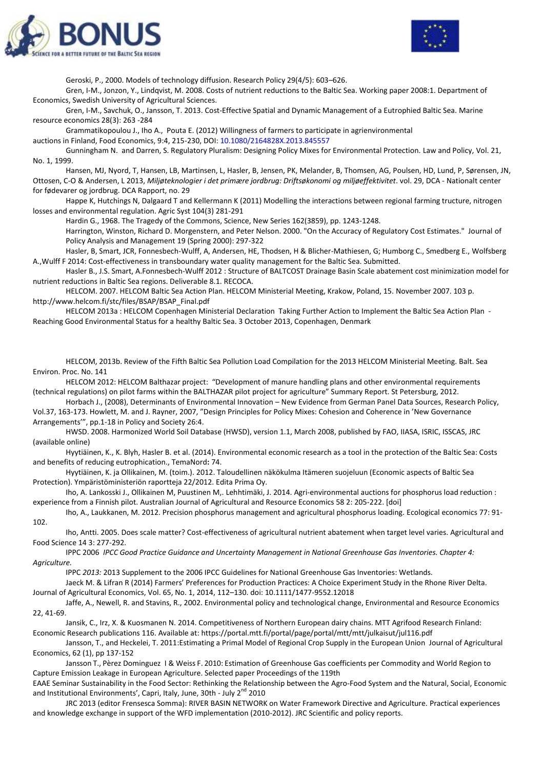Geroski, P., 2000. Models of technology diffusion. Research Policy 29(4/5): 603–626.

Gren, I-M., Jonzon, Y., Lindqvist, M. 2008. Costs of nutrient reductions to the Baltic Sea. Working paper 2008:1. Department of Economics, Swedish University of Agricultural Sciences.

Gren, I-M., Savchuk, O., Jansson, T. 2013. Cost-Effective Spatial and Dynamic Management of a Eutrophied Baltic Sea. Marine resource economics 28(3): 263 -284

Grammatikopoulou J., Iho A., Pouta E. (2012) Willingness of farmers to participate in agrienvironmental auctions in Finland, Food Economics, 9:4, 215-230, DOI: 10.1080/2164828X.2013.845557

Gunningham N. and Darren, S. Regulatory Pluralism: Designing Policy Mixes for Environmental Protection. Law and Policy, Vol. 21, No. 1, 1999.

Hansen, MJ, Nyord, T, Hansen, LB, Martinsen, L, Hasler, B, Jensen, PK, Melander, B, Thomsen, AG, Poulsen, HD, Lund, P, Sørensen, JN, Ottosen, C-O & Andersen, L 2013, *Miljøteknologier i det primære jordbrug: Driftsøkonomi og miljøeffektivitet*. vol. 29, DCA - Nationalt center for fødevarer og jordbrug. DCA Rapport, no. 29

Happe K, Hutchings N, Dalgaard T and Kellermann K (2011) Modelling the interactions between regional farming tructure, nitrogen losses and environmental regulation. Agric Syst 104(3) 281-291

Hardin G., 1968. The Tragedy of the Commons, Science, New Series 162(3859), pp. 1243-1248.

Harrington, Winston, Richard D. Morgenstern, and Peter Nelson. 2000. "On the Accuracy of Regulatory Cost Estimates." Journal of Policy Analysis and Management 19 (Spring 2000): 297-322

Hasler, B, Smart, JCR, Fonnesbech-Wulff, A, Andersen, HE, Thodsen, H & Blicher-Mathiesen, G; Humborg C., Smedberg E., Wolfsberg A.,Wulff F 2014: Cost-effectiveness in transboundary water quality management for the Baltic Sea. Submitted.

Hasler B., J.S. Smart, A.Fonnesbech-Wulff 2012 : Structure of BALTCOST Drainage Basin Scale abatement cost minimization model for nutrient reductions in Baltic Sea regions. Deliverable 8.1. RECOCA.

HELCOM. 2007. HELCOM Baltic Sea Action Plan. HELCOM Ministerial Meeting, Krakow, Poland, 15. November 2007. 103 p. http://www.helcom.fi/stc/files/BSAP/BSAP_Final.pdf

HELCOM 2013a : HELCOM Copenhagen Ministerial Declaration Taking Further Action to Implement the Baltic Sea Action Plan - Reaching Good Environmental Status for a healthy Baltic Sea. 3 October 2013, Copenhagen, Denmark

HELCOM, 2013b. Review of the Fifth Baltic Sea Pollution Load Compilation for the 2013 HELCOM Ministerial Meeting. Balt. Sea Environ. Proc. No. 141

HELCOM 2012: HELCOM Balthazar project: "Development of manure handling plans and other environmental requirements (technical regulations) on pilot farms within the BALTHAZAR pilot project for agriculture" Summary Report. St Petersburg, 2012.

Horbach J., (2008), Determinants of Environmental Innovation – New Evidence from German Panel Data Sources, Research Policy, Vol.37, 163-173. Howlett, M. and J. Rayner, 2007, "Design Principles for Policy Mixes: Cohesion and Coherence in 'New Governance Arrangements'", pp.1-18 in Policy and Society 26:4.

HWSD. 2008. Harmonized World Soil Database (HWSD), version 1.1, March 2008, published by FAO, IIASA, ISRIC, ISSCAS, JRC (available online)

Hyytiäinen, K., K. Blyh, Hasler B. et al. (2014). Environmental economic research as a tool in the protection of the Baltic Sea: Costs and benefits of reducing eutrophication., TemaNord: 74.

Hyytiäinen, K. ja Ollikainen, M. (toim.). 2012. Taloudellinen näkökulma Itämeren suojeluun (Economic aspects of Baltic Sea Protection). Ympäristöministeriön raportteja 22/2012. Edita Prima Oy.

Iho, A. Lankoski J., Ollikainen M, Puustinen M,. Lehhtimäki, J. 2014. Agri-environmental auctions for phosphorus load reduction : experience from a Finnish pilot. Australian Journal of Agricultural and Resource Economics 58 2: 205-222. [doi]

Iho, A., Laukkanen, M. 2012. Precision phosphorus management and agricultural phosphorus loading. Ecological economics 77: 91-102.

Iho, Antti. 2005. Does scale matter? Cost-effectiveness of agricultural nutrient abatement when target level varies. Agricultural and Food Science 14 3: 277-292.

IPPC 2006 *IPCC Good Practice Guidance and Uncertainty Management in National Greenhouse Gas Inventories. Chapter 4: Agriculture.*

IPPC *2013:* 2013 Supplement to the 2006 IPCC Guidelines for National Greenhouse Gas Inventories: Wetlands.

Jaeck M. & Lifran R (2014) Farmers' Preferences for Production Practices: A Choice Experiment Study in the Rhone River Delta. Journal of Agricultural Economics, Vol. 65, No. 1, 2014, 112–130. doi: 10.1111/1477-9552.12018

Jaffe, A., Newell, R. and Stavins, R., 2002. Environmental policy and technological change, Environmental and Resource Economics 22, 41-69.

Jansik, C., Irz, X. & Kuosmanen N. 2014. Competitiveness of Northern European dairy chains. MTT Agrifood Research Finland: Economic Research publications 116. Available at: https://portal.mtt.fi/portal/page/portal/mtt/mtt/julkaisut/jul116.pdf

Jansson, T., and Heckelei, T. 2011:Estimating a Primal Model of Regional Crop Supply in the European Union Journal of Agricultural Economics, 62 (1), pp 137-152

Jansson T., Pèrez Dominguez I & Weiss F. 2010: Estimation of Greenhouse Gas coefficients per Commodity and World Region to Capture Emission Leakage in European Agriculture. Selected paper Proceedings of the 119th EAAE Seminar Sustainability in the Food Sector: Rethinking the Relationship between the Agro-Food System and the Natural, Social, Economic and Institutional Environments', Capri, Italy, June, 30th - July 2nd 2010

JRC 2013 (editor Frensesca Somma): RIVER BASIN NETWORK on Water Framework Directive and Agriculture. Practical experiences and knowledge exchange in support of the WFD implementation (2010-2012). JRC Scientific and policy reports.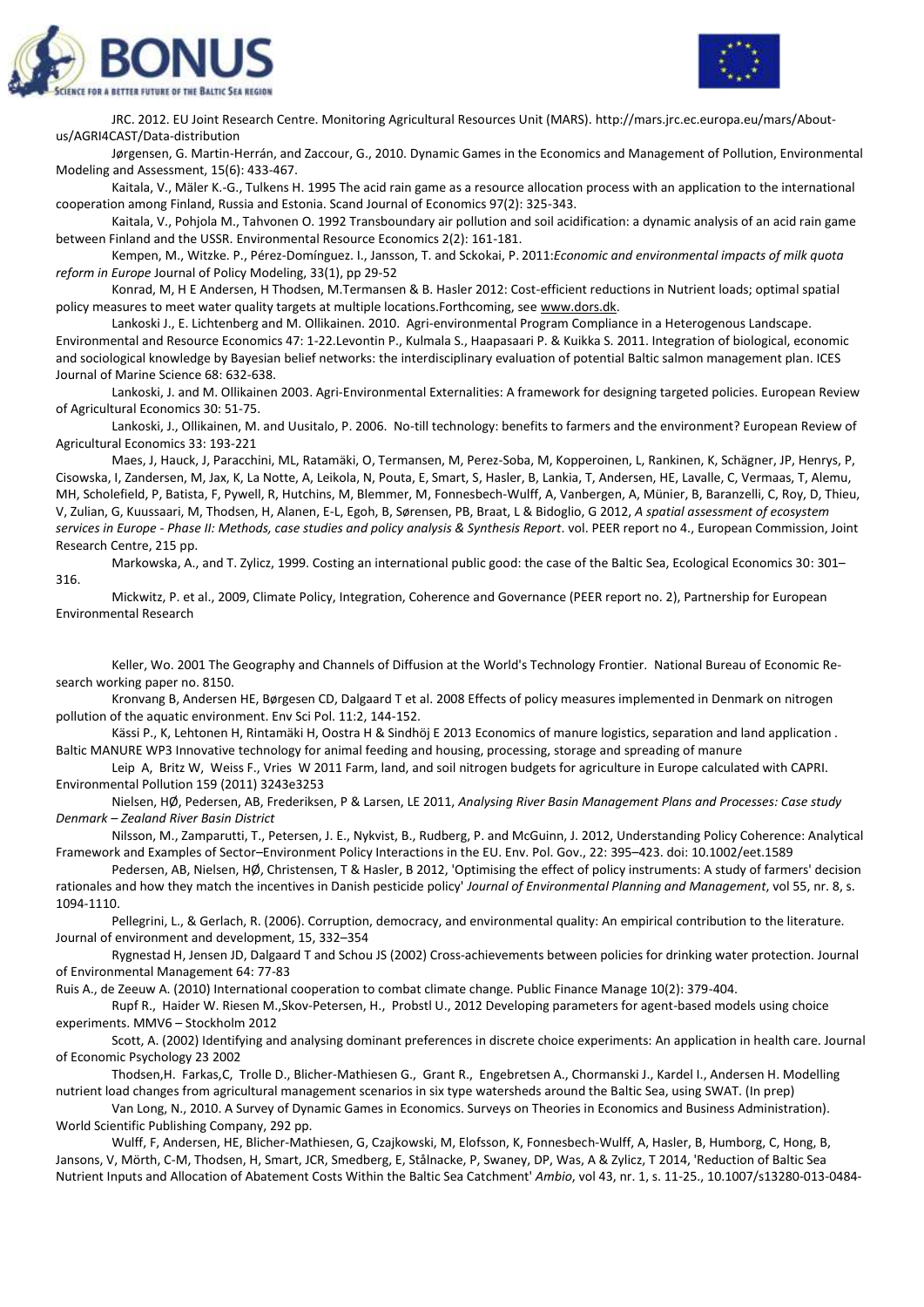JRC. 2012. EU Joint Research Centre. Monitoring Agricultural Resources Unit (MARS). http://mars.jrc.ec.europa.eu/mars/About-us/AGRI4CAST/Data-distribution

Jørgensen, G. Martin-Herrán, and Zaccour, G., 2010. Dynamic Games in the Economics and Management of Pollution, Environmental Modeling and Assessment, 15(6): 433-467.

Kaitala, V., Mäler K.-G., Tulkens H. 1995 The acid rain game as a resource allocation process with an application to the international cooperation among Finland, Russia and Estonia. Scand Journal of Economics 97(2): 325-343.

Kaitala, V., Pohjola M., Tahvonen O. 1992 Transboundary air pollution and soil acidification: a dynamic analysis of an acid rain game between Finland and the USSR. Environmental Resource Economics 2(2): 161-181.

Kempen, M., Witzke. P., Pérez-Domínguez. I., Jansson, T. and Sckokai, P. 2011:*Economic and environmental impacts of milk quota reform in Europe* Journal of Policy Modeling, 33(1), pp 29-52

Konrad, M, H E Andersen, H Thodsen, M.Termansen & B. Hasler 2012: Cost-efficient reductions in Nutrient loads; optimal spatial policy measures to meet water quality targets at multiple locations.Forthcoming, see www.dors.dk.

Lankoski J., E. Lichtenberg and M. Ollikainen. 2010. Agri-environmental Program Compliance in a Heterogenous Landscape. Environmental and Resource Economics 47: 1-22.Levontin P., Kulmala S., Haapasaari P. & Kuikka S. 2011. Integration of biological, economic and sociological knowledge by Bayesian belief networks: the interdisciplinary evaluation of potential Baltic salmon management plan. ICES Journal of Marine Science 68: 632-638.

Lankoski, J. and M. Ollikainen 2003. Agri-Environmental Externalities: A framework for designing targeted policies. European Review of Agricultural Economics 30: 51-75.

Lankoski, J., Ollikainen, M. and Uusitalo, P. 2006. No-till technology: benefits to farmers and the environment? European Review of Agricultural Economics 33: 193-221

Maes, J, Hauck, J, Paracchini, ML, Ratamäki, O, Termansen, M, Perez-Soba, M, Kopperoinen, L, Rankinen, K, Schägner, JP, Henrys, P, Cisowska, I, Zandersen, M, Jax, K, La Notte, A, Leikola, N, Pouta, E, Smart, S, Hasler, B, Lankia, T, Andersen, HE, Lavalle, C, Vermaas, T, Alemu, MH, Scholefield, P, Batista, F, Pywell, R, Hutchins, M, Blemmer, M, Fonnesbech-Wulff, A, Vanbergen, A, Münier, B, Baranzelli, C, Roy, D, Thieu, V, Zulian, G, Kuussaari, M, Thodsen, H, Alanen, E-L, Egoh, B, Sørensen, PB, Braat, L & Bidoglio, G 2012, *A spatial assessment of ecosystem services in Europe - Phase II: Methods, case studies and policy analysis & Synthesis Report*. vol. PEER report no 4., European Commission, Joint Research Centre, 215 pp.

Markowska, A., and T. Zylicz, 1999. Costing an international public good: the case of the Baltic Sea, Ecological Economics 30: 301–316.

Mickwitz, P. et al., 2009, Climate Policy, Integration, Coherence and Governance (PEER report no. 2), Partnership for European Environmental Research

Keller, Wo. 2001 The Geography and Channels of Diffusion at the World's Technology Frontier. National Bureau of Economic Research working paper no. 8150.

Kronvang B, Andersen HE, Børgesen CD, Dalgaard T et al. 2008 Effects of policy measures implemented in Denmark on nitrogen pollution of the aquatic environment. Env Sci Pol. 11:2, 144-152.

Kässi P., K, Lehtonen H, Rintamäki H, Oostra H & Sindhöj E 2013 Economics of manure logistics, separation and land application . Baltic MANURE WP3 Innovative technology for animal feeding and housing, processing, storage and spreading of manure

Leip A, Britz W, Weiss F., Vries W 2011 Farm, land, and soil nitrogen budgets for agriculture in Europe calculated with CAPRI. Environmental Pollution 159 (2011) 3243e3253

Nielsen, HØ, Pedersen, AB, Frederiksen, P & Larsen, LE 2011, *Analysing River Basin Management Plans and Processes: Case study Denmark – Zealand River Basin District*

Nilsson, M., Zamparutti, T., Petersen, J. E., Nykvist, B., Rudberg, P. and McGuinn, J. 2012, Understanding Policy Coherence: Analytical Framework and Examples of Sector–Environment Policy Interactions in the EU. Env. Pol. Gov., 22: 395–423. doi: 10.1002/eet.1589

Pedersen, AB, Nielsen, HØ, Christensen, T & Hasler, B 2012, 'Optimising the effect of policy instruments: A study of farmers' decision rationales and how they match the incentives in Danish pesticide policy' *Journal of Environmental Planning and Management*, vol 55, nr. 8, s. 1094-1110.

Pellegrini, L., & Gerlach, R. (2006). Corruption, democracy, and environmental quality: An empirical contribution to the literature. Journal of environment and development, 15, 332–354

Rygnestad H, Jensen JD, Dalgaard T and Schou JS (2002) Cross-achievements between policies for drinking water protection. Journal of Environmental Management 64: 77-83

Ruis A., de Zeeuw A. (2010) International cooperation to combat climate change. Public Finance Manage 10(2): 379-404.

Rupf R., Haider W. Riesen M.,Skov-Petersen, H., Probstl U., 2012 Developing parameters for agent-based models using choice experiments. MMV6 – Stockholm 2012

Scott, A. (2002) Identifying and analysing dominant preferences in discrete choice experiments: An application in health care. Journal of Economic Psychology 23 2002

Thodsen,H. Farkas,C, Trolle D., Blicher-Mathiesen G., Grant R., Engebretsen A., Chormanski J., Kardel I., Andersen H. Modelling nutrient load changes from agricultural management scenarios in six type watersheds around the Baltic Sea, using SWAT. (In prep)

Van Long, N., 2010. A Survey of Dynamic Games in Economics. Surveys on Theories in Economics and Business Administration). World Scientific Publishing Company, 292 pp.

Wulff, F, Andersen, HE, Blicher-Mathiesen, G, Czajkowski, M, Elofsson, K, Fonnesbech-Wulff, A, Hasler, B, Humborg, C, Hong, B, Jansons, V, Mörth, C-M, Thodsen, H, Smart, JCR, Smedberg, E, Stålnacke, P, Swaney, DP, Was, A & Zylicz, T 2014, 'Reduction of Baltic Sea Nutrient Inputs and Allocation of Abatement Costs Within the Baltic Sea Catchment' *Ambio*, vol 43, nr. 1, s. 11-25., 10.1007/s13280-013-0484-